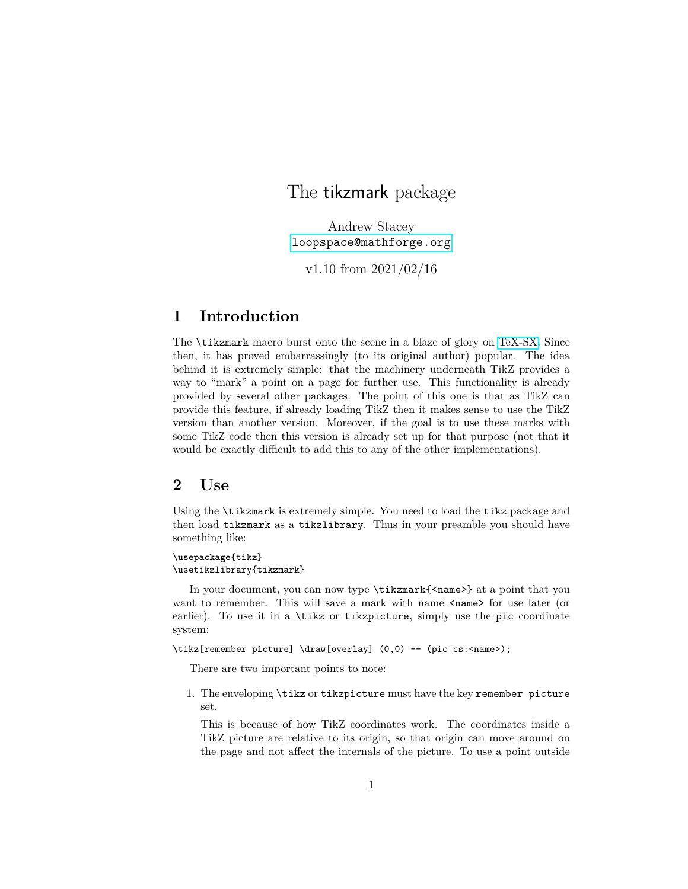# The tikzmark package

Andrew Stacey
loopspace@mathforge.org

v1.10 from 2021/02/16

## 1 Introduction

The `\tikzmark` macro burst onto the scene in a blaze of glory on TeX-SX. Since then, it has proved embarrassingly (to its original author) popular. The idea behind it is extremely simple: that the machinery underneath TikZ provides a way to "mark" a point on a page for further use. This functionality is already provided by several other packages. The point of this one is that as TikZ can provide this feature, if already loading TikZ then it makes sense to use the TikZ version than another version. Moreover, if the goal is to use these marks with some TikZ code then this version is already set up for that purpose (not that it would be exactly difficult to add this to any of the other implementations).

## 2 Use

Using the `\tikzmark` is extremely simple. You need to load the `tikz` package and then load `tikzmark` as a `tikzlibrary`. Thus in your preamble you should have something like:

```
\usepackage{tikz}
\usetikzlibrary{tikzmark}
```

In your document, you can now type `\tikzmark{<name>}` at a point that you want to remember. This will save a mark with name `<name>` for use later (or earlier). To use it in a `\tikz` or `tikzpicture`, simply use the `pic` coordinate system:

```
\tikz[remember picture] \draw[overlay] (0,0) -- (pic cs:<name>);
```

There are two important points to note:

1. The enveloping `\tikz` or `tikzpicture` must have the key `remember picture` set.

   This is because of how TikZ coordinates work. The coordinates inside a TikZ picture are relative to its origin, so that origin can move around on the page and not affect the internals of the picture. To use a point outside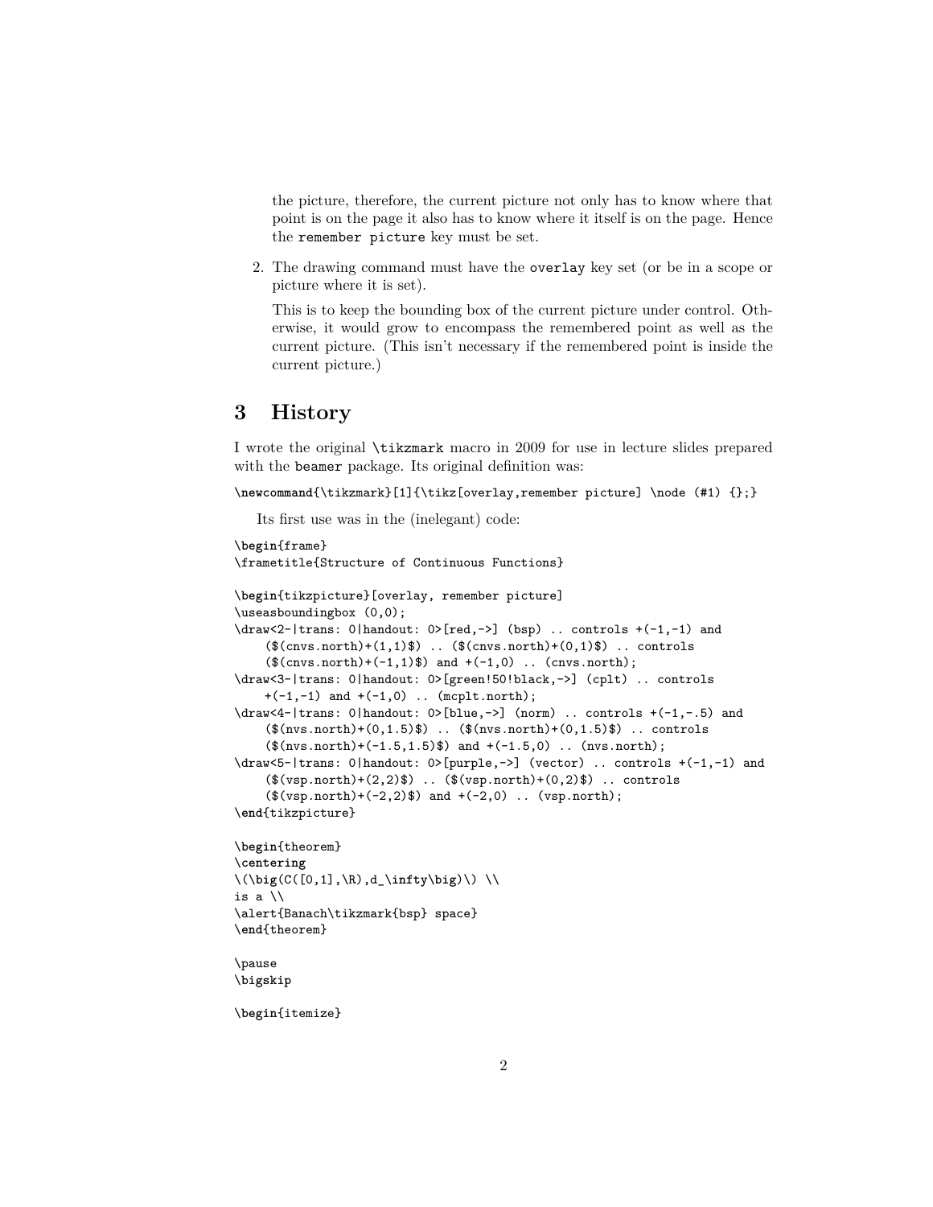the picture, therefore, the current picture not only has to know where that point is on the page it also has to know where it itself is on the page. Hence the `remember picture` key must be set.

2. The drawing command must have the `overlay` key set (or be in a scope or picture where it is set).

   This is to keep the bounding box of the current picture under control. Otherwise, it would grow to encompass the remembered point as well as the current picture. (This isn't necessary if the remembered point is inside the current picture.)

## 3 History

I wrote the original `\tikzmark` macro in 2009 for use in lecture slides prepared with the `beamer` package. Its original definition was:

```
\newcommand{\tikzmark}[1]{\tikz[overlay,remember picture] \node (#1) {};}
```

Its first use was in the (inelegant) code:

```
\begin{frame}
\frametitle{Structure of Continuous Functions}

\begin{tikzpicture}[overlay, remember picture]
\useasboundingbox (0,0);
\draw<2-|trans: 0|handout: 0>[red,->] (bsp) .. controls +(-1,-1) and
    ($(cnvs.north)+(1,1)$) .. ($(cnvs.north)+(0,1)$) .. controls
    ($(cnvs.north)+(-1,1)$) and +(-1,0) .. (cnvs.north);
\draw<3-|trans: 0|handout: 0>[green!50!black,->] (cplt) .. controls
    +(-1,-1) and +(-1,0) .. (mcplt.north);
\draw<4-|trans: 0|handout: 0>[blue,->] (norm) .. controls +(-1,-.5) and
    ($(nvs.north)+(0,1.5)$) .. ($(nvs.north)+(0,1.5)$) .. controls
    ($(nvs.north)+(-1.5,1.5)$) and +(-1.5,0) .. (nvs.north);
\draw<5-|trans: 0|handout: 0>[purple,->] (vector) .. controls +(-1,-1) and
    ($(vsp.north)+(2,2)$) .. ($(vsp.north)+(0,2)$) .. controls
    ($(vsp.north)+(-2,2)$) and +(-2,0) .. (vsp.north);
\end{tikzpicture}

\begin{theorem}
\centering
\(\big(C([0,1],\R),d_\infty\big)\) \\
is a \\
\alert{Banach\tikzmark{bsp} space}
\end{theorem}

\pause
\bigskip

\begin{itemize}
```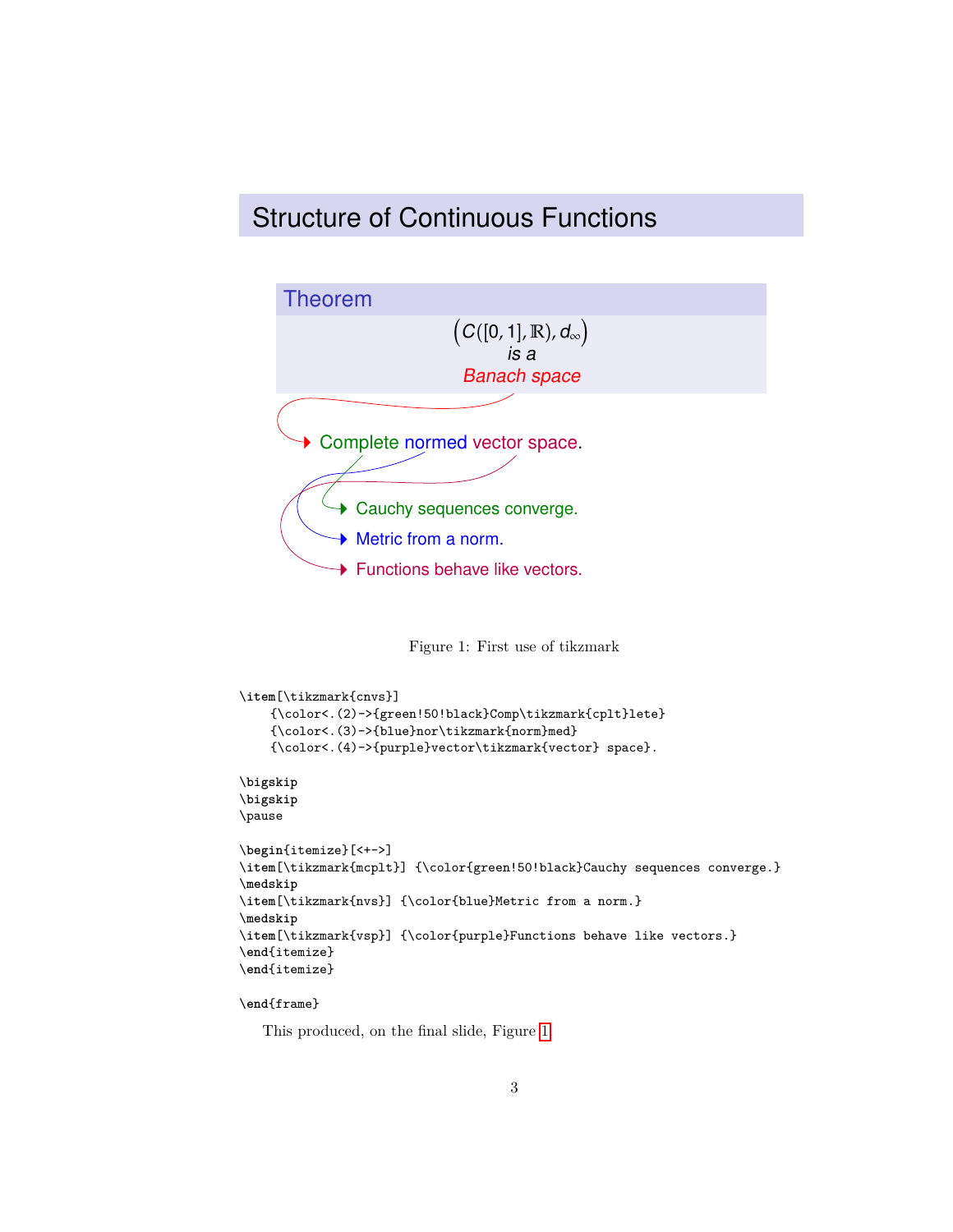## Structure of Continuous Functions

**Theorem**

$\big(C([0,1],\mathbb{R}), d_\infty\big)$
*is a*
*Banach space*

- Complete normed vector space.
  - Cauchy sequences converge.
  - Metric from a norm.
  - Functions behave like vectors.

Figure 1: First use of tikzmark

```
\item[\tikzmark{cnvs}]
    {\color<.(2)->{green!50!black}Comp\tikzmark{cplt}lete}
    {\color<.(3)->{blue}nor\tikzmark{norm}med}
    {\color<.(4)->{purple}vector\tikzmark{vector} space}.

\bigskip
\bigskip
\pause

\begin{itemize}[<+->]
\item[\tikzmark{mcplt}] {\color{green!50!black}Cauchy sequences converge.}
\medskip
\item[\tikzmark{nvs}] {\color{blue}Metric from a norm.}
\medskip
\item[\tikzmark{vsp}] {\color{purple}Functions behave like vectors.}
\end{itemize}
\end{itemize}

\end{frame}
```

This produced, on the final slide, Figure 1.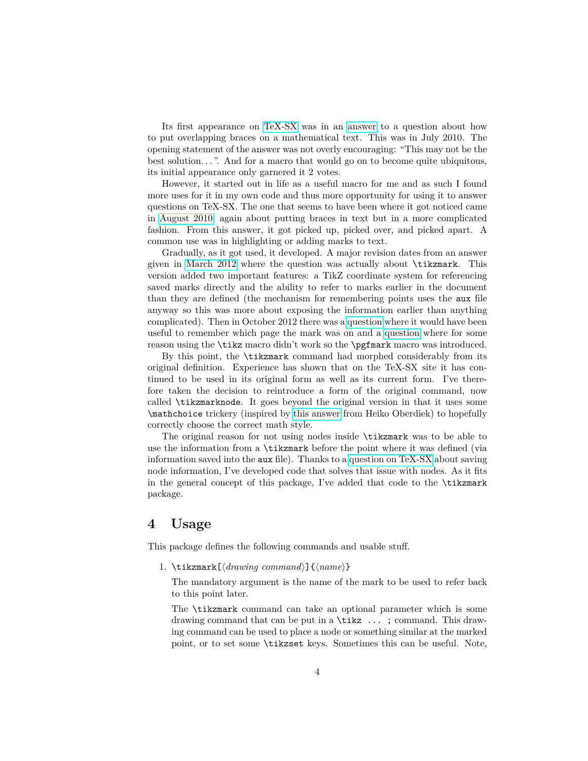Its first appearance on TeX-SX was in an answer to a question about how to put overlapping braces on a mathematical text. This was in July 2010. The opening statement of the answer was not overly encouraging: "This may not be the best solution. . . ". And for a macro that would go on to become quite ubiquitous, its initial appearance only garnered it 2 votes.

However, it started out in life as a useful macro for me and as such I found more uses for it in my own code and thus more opportunity for using it to answer questions on TeX-SX. The one that seems to have been where it got noticed came in August 2010, again about putting braces in text but in a more complicated fashion. From this answer, it got picked up, picked over, and picked apart. A common use was in highlighting or adding marks to text.

Gradually, as it got used, it developed. A major revision dates from an answer given in March 2012 where the question was actually about `\tikzmark`. This version added two important features: a TikZ coordinate system for referencing saved marks directly and the ability to refer to marks earlier in the document than they are defined (the mechanism for remembering points uses the `aux` file anyway so this was more about exposing the information earlier than anything complicated). Then in October 2012 there was a question where it would have been useful to remember which page the mark was on and a question where for some reason using the `\tikz` macro didn't work so the `\pgfmark` macro was introduced.

By this point, the `\tikzmark` command had morphed considerably from its original definition. Experience has shown that on the TeX-SX site it has continued to be used in its original form as well as its current form. I've therefore taken the decision to reintroduce a form of the original command, now called `\tikzmarknode`. It goes beyond the original version in that it uses some `\mathchoice` trickery (inspired by this answer from Heiko Oberdiek) to hopefully correctly choose the correct math style.

The original reason for not using nodes inside `\tikzmark` was to be able to use the information from a `\tikzmark` before the point where it was defined (via information saved into the `aux` file). Thanks to a question on TeX-SX about saving node information, I've developed code that solves that issue with nodes. As it fits in the general concept of this package, I've added that code to the `\tikzmark` package.

## 4 Usage

This package defines the following commands and usable stuff.

1. `\tikzmark[`⟨*drawing command*⟩`]{`⟨*name*⟩`}`

   The mandatory argument is the name of the mark to be used to refer back to this point later.

   The `\tikzmark` command can take an optional parameter which is some drawing command that can be put in a `\tikz ... ;` command. This drawing command can be used to place a node or something similar at the marked point, or to set some `\tikzset` keys. Sometimes this can be useful. Note,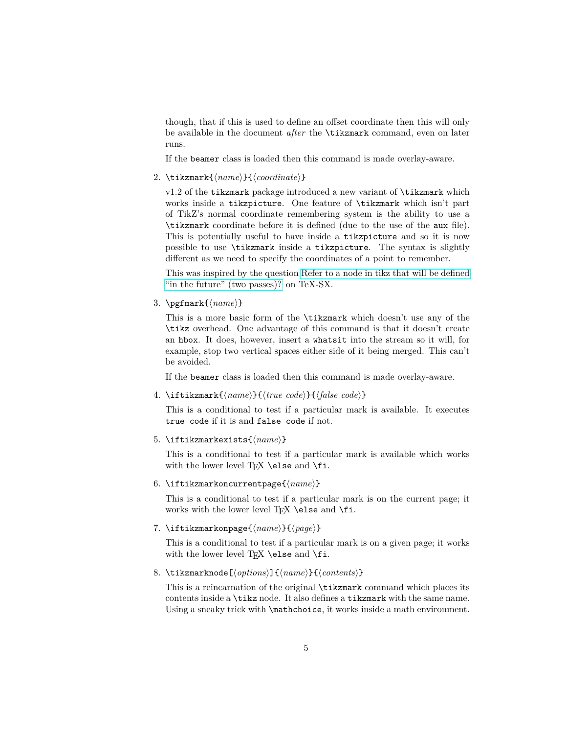though, that if this is used to define an offset coordinate then this will only be available in the document *after* the `\tikzmark` command, even on later runs.

If the `beamer` class is loaded then this command is made overlay-aware.

2. `\tikzmark{⟨name⟩}{⟨coordinate⟩}`

   v1.2 of the `tikzmark` package introduced a new variant of `\tikzmark` which works inside a `tikzpicture`. One feature of `\tikzmark` which isn't part of TikZ's normal coordinate remembering system is the ability to use a `\tikzmark` coordinate before it is defined (due to the use of the `aux` file). This is potentially useful to have inside a `tikzpicture` and so it is now possible to use `\tikzmark` inside a `tikzpicture`. The syntax is slightly different as we need to specify the coordinates of a point to remember.

   This was inspired by the question Refer to a node in tikz that will be defined "in the future" (two passes)? on TeX-SX.

3. `\pgfmark{⟨name⟩}`

   This is a more basic form of the `\tikzmark` which doesn't use any of the `\tikz` overhead. One advantage of this command is that it doesn't create an `hbox`. It does, however, insert a `whatsit` into the stream so it will, for example, stop two vertical spaces either side of it being merged. This can't be avoided.

   If the `beamer` class is loaded then this command is made overlay-aware.

4. `\iftikzmark{⟨name⟩}{⟨true code⟩}{⟨false code⟩}`

   This is a conditional to test if a particular mark is available. It executes `true code` if it is and `false code` if not.

5. `\iftikzmarkexists{⟨name⟩}`

   This is a conditional to test if a particular mark is available which works with the lower level TeX `\else` and `\fi`.

6. `\iftikzmarkoncurrentpage{⟨name⟩}`

   This is a conditional to test if a particular mark is on the current page; it works with the lower level TeX `\else` and `\fi`.

7. `\iftikzmarkonpage{⟨name⟩}{⟨page⟩}`

   This is a conditional to test if a particular mark is on a given page; it works with the lower level TeX `\else` and `\fi`.

8. `\tikzmarknode[⟨options⟩]{⟨name⟩}{⟨contents⟩}`

   This is a reincarnation of the original `\tikzmark` command which places its contents inside a `\tikz` node. It also defines a `tikzmark` with the same name. Using a sneaky trick with `\mathchoice`, it works inside a math environment.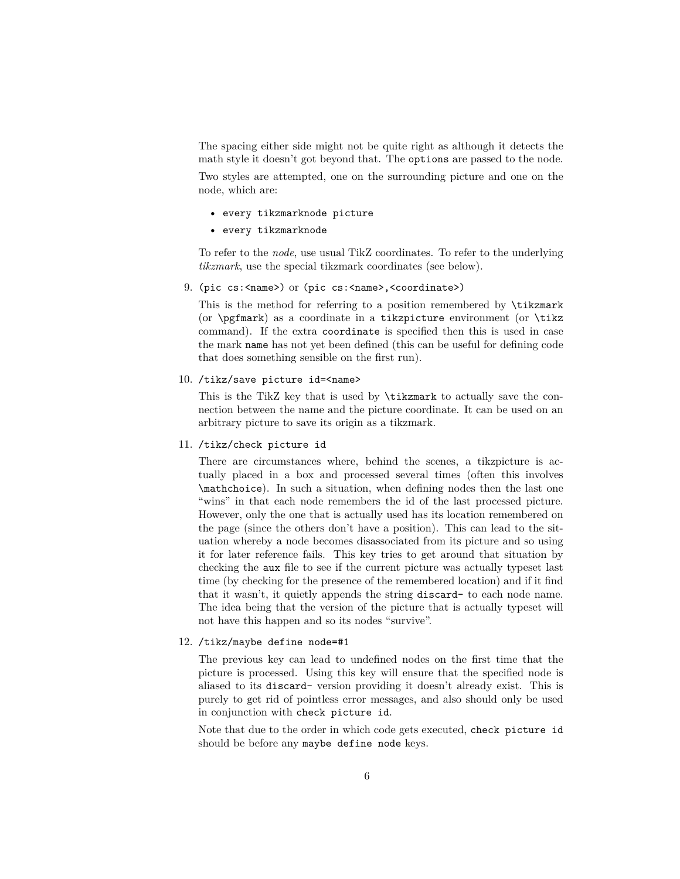The spacing either side might not be quite right as although it detects the math style it doesn't got beyond that. The `options` are passed to the node.

Two styles are attempted, one on the surrounding picture and one on the node, which are:

- `every tikzmarknode picture`
- `every tikzmarknode`

To refer to the *node*, use usual TikZ coordinates. To refer to the underlying *tikzmark*, use the special tikzmark coordinates (see below).

9. `(pic cs:<name>)` or `(pic cs:<name>,<coordinate>)`

   This is the method for referring to a position remembered by `\tikzmark` (or `\pgfmark`) as a coordinate in a `tikzpicture` environment (or `\tikz` command). If the extra `coordinate` is specified then this is used in case the mark `name` has not yet been defined (this can be useful for defining code that does something sensible on the first run).

10. `/tikz/save picture id=<name>`

    This is the TikZ key that is used by `\tikzmark` to actually save the connection between the name and the picture coordinate. It can be used on an arbitrary picture to save its origin as a tikzmark.

11. `/tikz/check picture id`

    There are circumstances where, behind the scenes, a tikzpicture is actually placed in a box and processed several times (often this involves `\mathchoice`). In such a situation, when defining nodes then the last one "wins" in that each node remembers the id of the last processed picture. However, only the one that is actually used has its location remembered on the page (since the others don't have a position). This can lead to the situation whereby a node becomes disassociated from its picture and so using it for later reference fails. This key tries to get around that situation by checking the `aux` file to see if the current picture was actually typeset last time (by checking for the presence of the remembered location) and if it find that it wasn't, it quietly appends the string `discard-` to each node name. The idea being that the version of the picture that is actually typeset will not have this happen and so its nodes "survive".

12. `/tikz/maybe define node=#1`

    The previous key can lead to undefined nodes on the first time that the picture is processed. Using this key will ensure that the specified node is aliased to its `discard-` version providing it doesn't already exist. This is purely to get rid of pointless error messages, and also should only be used in conjunction with `check picture id`.

    Note that due to the order in which code gets executed, `check picture id` should be before any `maybe define node` keys.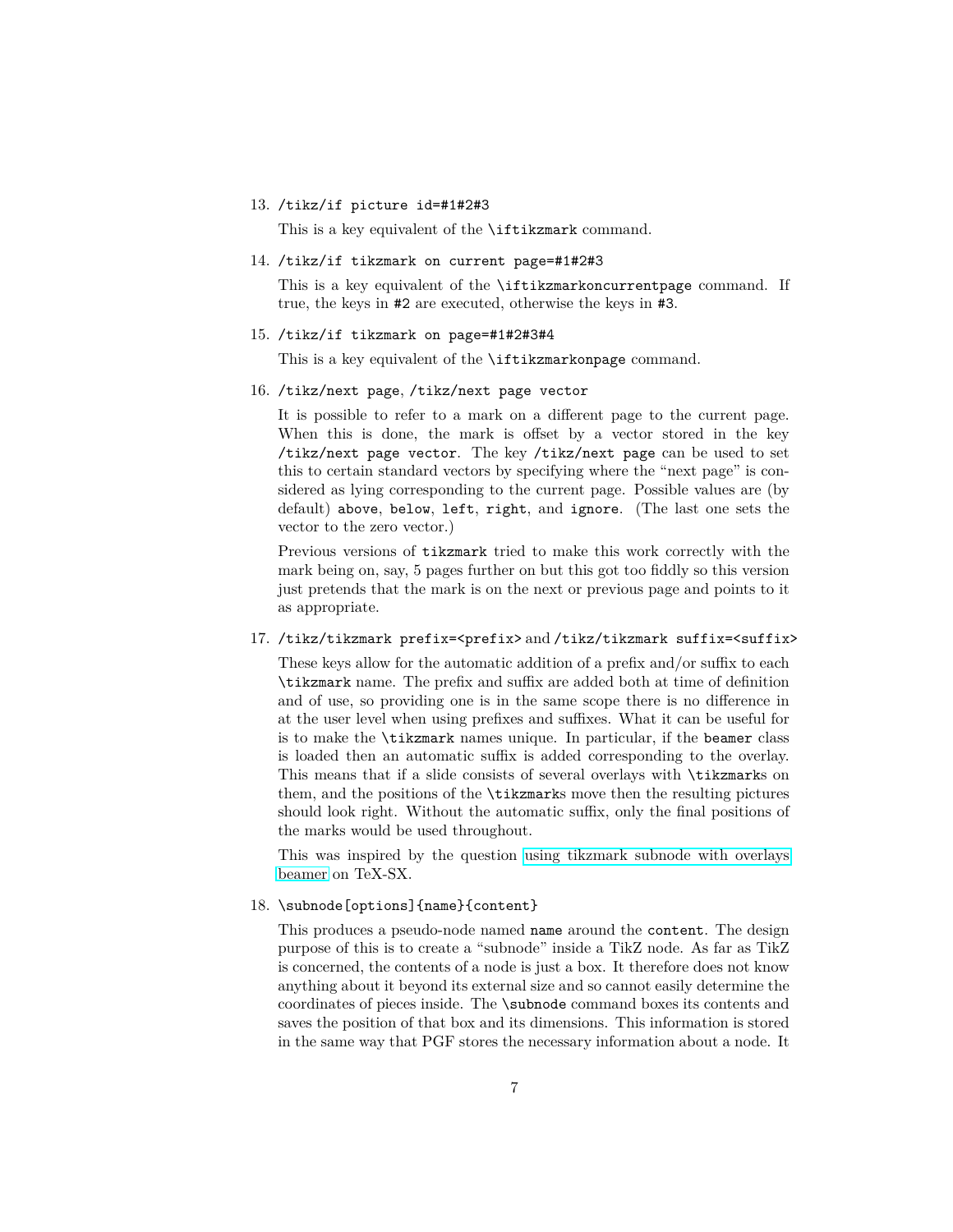13. `/tikz/if picture id=#1#2#3`

    This is a key equivalent of the `\iftikzmark` command.

14. `/tikz/if tikzmark on current page=#1#2#3`

    This is a key equivalent of the `\iftikzmarkoncurrentpage` command. If true, the keys in `#2` are executed, otherwise the keys in `#3`.

15. `/tikz/if tikzmark on page=#1#2#3#4`

    This is a key equivalent of the `\iftikzmarkonpage` command.

16. `/tikz/next page`, `/tikz/next page vector`

    It is possible to refer to a mark on a different page to the current page. When this is done, the mark is offset by a vector stored in the key `/tikz/next page vector`. The key `/tikz/next page` can be used to set this to certain standard vectors by specifying where the "next page" is considered as lying corresponding to the current page. Possible values are (by default) `above`, `below`, `left`, `right`, and `ignore`. (The last one sets the vector to the zero vector.)

    Previous versions of `tikzmark` tried to make this work correctly with the mark being on, say, 5 pages further on but this got too fiddly so this version just pretends that the mark is on the next or previous page and points to it as appropriate.

17. `/tikz/tikzmark prefix=<prefix>` and `/tikz/tikzmark suffix=<suffix>`

    These keys allow for the automatic addition of a prefix and/or suffix to each `\tikzmark` name. The prefix and suffix are added both at time of definition and of use, so providing one is in the same scope there is no difference in at the user level when using prefixes and suffixes. What it can be useful for is to make the `\tikzmark` names unique. In particular, if the `beamer` class is loaded then an automatic suffix is added corresponding to the overlay. This means that if a slide consists of several overlays with `\tikzmark`s on them, and the positions of the `\tikzmark`s move then the resulting pictures should look right. Without the automatic suffix, only the final positions of the marks would be used throughout.

    This was inspired by the question using tikzmark subnode with overlays beamer on TeX-SX.

18. `\subnode[options]{name}{content}`

    This produces a pseudo-node named `name` around the `content`. The design purpose of this is to create a "subnode" inside a TikZ node. As far as TikZ is concerned, the contents of a node is just a box. It therefore does not know anything about it beyond its external size and so cannot easily determine the coordinates of pieces inside. The `\subnode` command boxes its contents and saves the position of that box and its dimensions. This information is stored in the same way that PGF stores the necessary information about a node. It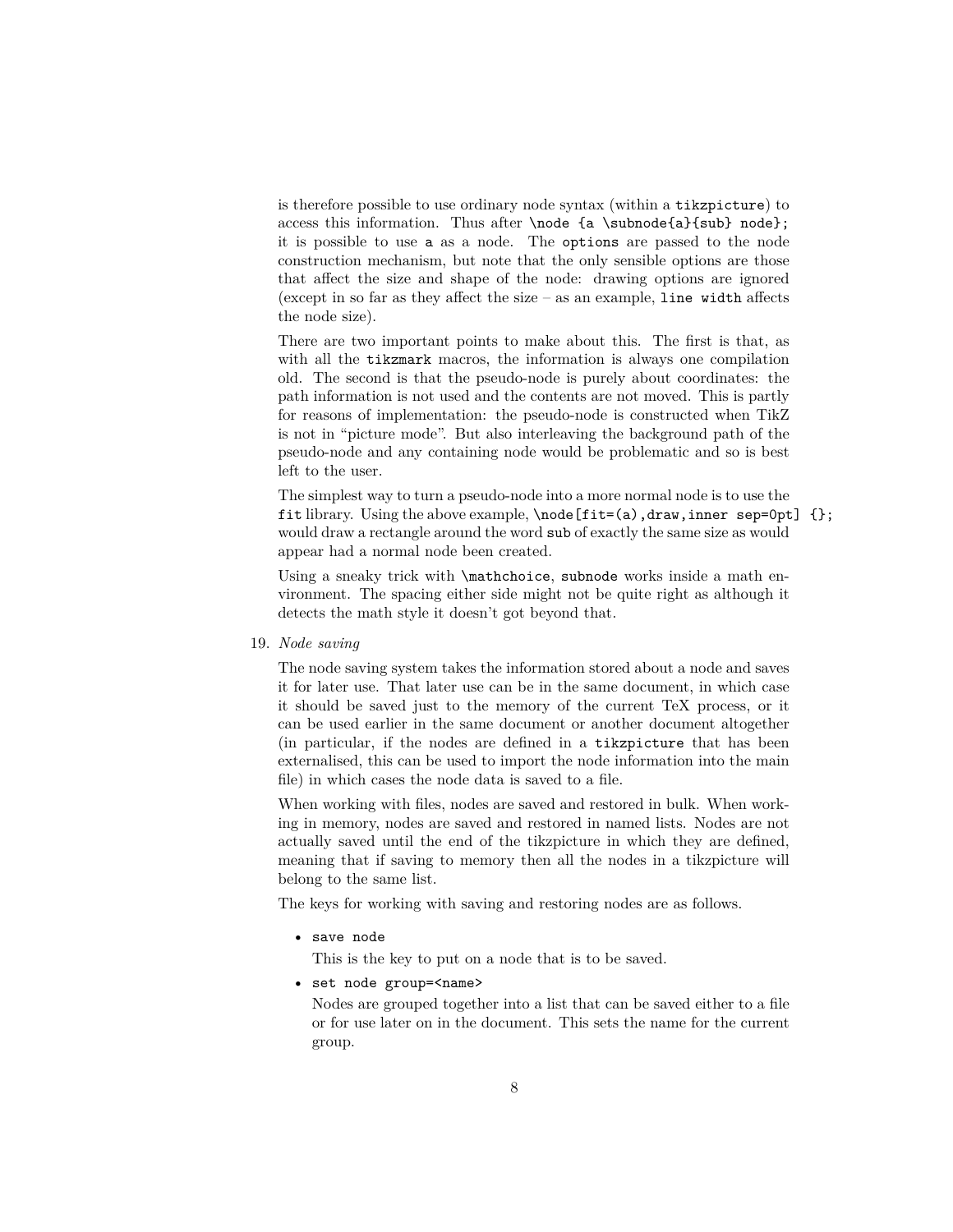is therefore possible to use ordinary node syntax (within a `tikzpicture`) to access this information. Thus after `\node {a \subnode{a}{sub} node};` it is possible to use `a` as a node. The `options` are passed to the node construction mechanism, but note that the only sensible options are those that affect the size and shape of the node: drawing options are ignored (except in so far as they affect the size – as an example, `line width` affects the node size).

There are two important points to make about this. The first is that, as with all the `tikzmark` macros, the information is always one compilation old. The second is that the pseudo-node is purely about coordinates: the path information is not used and the contents are not moved. This is partly for reasons of implementation: the pseudo-node is constructed when TikZ is not in "picture mode". But also interleaving the background path of the pseudo-node and any containing node would be problematic and so is best left to the user.

The simplest way to turn a pseudo-node into a more normal node is to use the `fit` library. Using the above example, `\node[fit=(a),draw,inner sep=0pt] {};` would draw a rectangle around the word `sub` of exactly the same size as would appear had a normal node been created.

Using a sneaky trick with `\mathchoice`, `subnode` works inside a math environment. The spacing either side might not be quite right as although it detects the math style it doesn't got beyond that.

19. *Node saving*

    The node saving system takes the information stored about a node and saves it for later use. That later use can be in the same document, in which case it should be saved just to the memory of the current TeX process, or it can be used earlier in the same document or another document altogether (in particular, if the nodes are defined in a `tikzpicture` that has been externalised, this can be used to import the node information into the main file) in which cases the node data is saved to a file.

    When working with files, nodes are saved and restored in bulk. When working in memory, nodes are saved and restored in named lists. Nodes are not actually saved until the end of the tikzpicture in which they are defined, meaning that if saving to memory then all the nodes in a tikzpicture will belong to the same list.

    The keys for working with saving and restoring nodes are as follows.

    - `save node`

      This is the key to put on a node that is to be saved.

    - `set node group=<name>`

      Nodes are grouped together into a list that can be saved either to a file or for use later on in the document. This sets the name for the current group.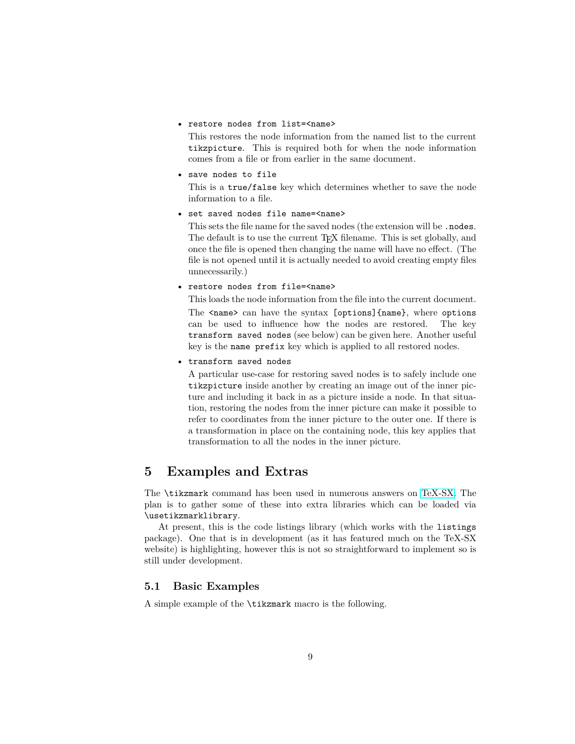- `restore nodes from list=<name>`

  This restores the node information from the named list to the current `tikzpicture`. This is required both for when the node information comes from a file or from earlier in the same document.

- `save nodes to file`

  This is a `true/false` key which determines whether to save the node information to a file.

- `set saved nodes file name=<name>`

  This sets the file name for the saved nodes (the extension will be `.nodes`. The default is to use the current TEX filename. This is set globally, and once the file is opened then changing the name will have no effect. (The file is not opened until it is actually needed to avoid creating empty files unnecessarily.)

- `restore nodes from file=<name>`

  This loads the node information from the file into the current document. The `<name>` can have the syntax `[options]{name}`, where `options` can be used to influence how the nodes are restored. The key `transform saved nodes` (see below) can be given here. Another useful key is the `name prefix` key which is applied to all restored nodes.

- `transform saved nodes`

  A particular use-case for restoring saved nodes is to safely include one `tikzpicture` inside another by creating an image out of the inner picture and including it back in as a picture inside a node. In that situation, restoring the nodes from the inner picture can make it possible to refer to coordinates from the inner picture to the outer one. If there is a transformation in place on the containing node, this key applies that transformation to all the nodes in the inner picture.

# 5 Examples and Extras

The `\tikzmark` command has been used in numerous answers on TeX-SX. The plan is to gather some of these into extra libraries which can be loaded via `\usetikzmarklibrary`.

At present, this is the code listings library (which works with the `listings` package). One that is in development (as it has featured much on the TeX-SX website) is highlighting, however this is not so straightforward to implement so is still under development.

## 5.1 Basic Examples

A simple example of the `\tikzmark` macro is the following.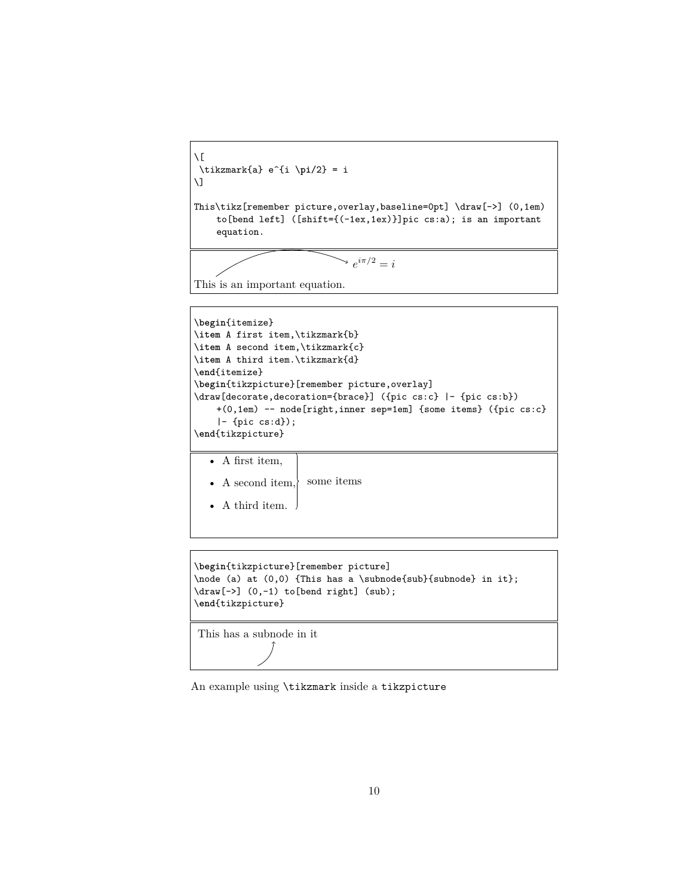```
\[
 \tikzmark{a} e^{i \pi/2} = i
\]

This\tikz[remember picture,overlay,baseline=0pt] \draw[->] (0,1em)
    to[bend left] ([shift={(-1ex,1ex)}]pic cs:a); is an important
    equation.
```

$$e^{i\pi/2} = i$$

This is an important equation.

```
\begin{itemize}
\item A first item,\tikzmark{b}
\item A second item,\tikzmark{c}
\item A third item.\tikzmark{d}
\end{itemize}
\begin{tikzpicture}[remember picture,overlay]
\draw[decorate,decoration={brace}] ({pic cs:c} |- {pic cs:b})
    +(0,1em) -- node[right,inner sep=1em] {some items} ({pic cs:c}
    |- {pic cs:d});
\end{tikzpicture}
```

- A first item,
- A second item,
- A third item.

some items

```
\begin{tikzpicture}[remember picture]
\node (a) at (0,0) {This has a \subnode{sub}{subnode} in it};
\draw[->] (0,-1) to[bend right] (sub);
\end{tikzpicture}
```

This has a subnode in it

An example using `\tikzmark` inside a `tikzpicture`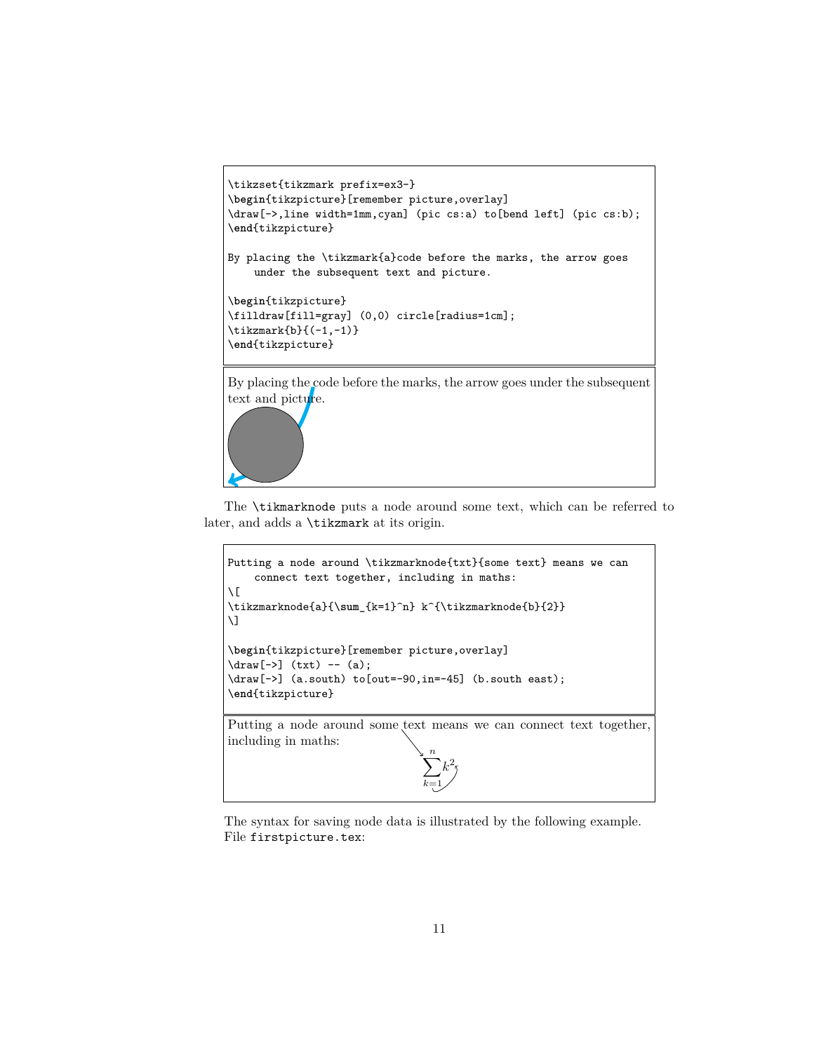```
\tikzset{tikzmark prefix=ex3-}
\begin{tikzpicture}[remember picture,overlay]
\draw[->,line width=1mm,cyan] (pic cs:a) to[bend left] (pic cs:b);
\end{tikzpicture}

By placing the \tikzmark{a}code before the marks, the arrow goes
    under the subsequent text and picture.

\begin{tikzpicture}
\filldraw[fill=gray] (0,0) circle[radius=1cm];
\tikzmark{b}{(-1,-1)}
\end{tikzpicture}
```

By placing the code before the marks, the arrow goes under the subsequent text and picture.

The `\tikmarknode` puts a node around some text, which can be referred to later, and adds a `\tikzmark` at its origin.

```
Putting a node around \tikzmarknode{txt}{some text} means we can
    connect text together, including in maths:
\[
\tikzmarknode{a}{\sum_{k=1}^n} k^{\tikzmarknode{b}{2}}
\]

\begin{tikzpicture}[remember picture,overlay]
\draw[->] (txt) -- (a);
\draw[->] (a.south) to[out=-90,in=-45] (b.south east);
\end{tikzpicture}
```

Putting a node around some text means we can connect text together, including in maths:

$$\sum_{k=1}^n k^2$$

The syntax for saving node data is illustrated by the following example. File `firstpicture.tex`: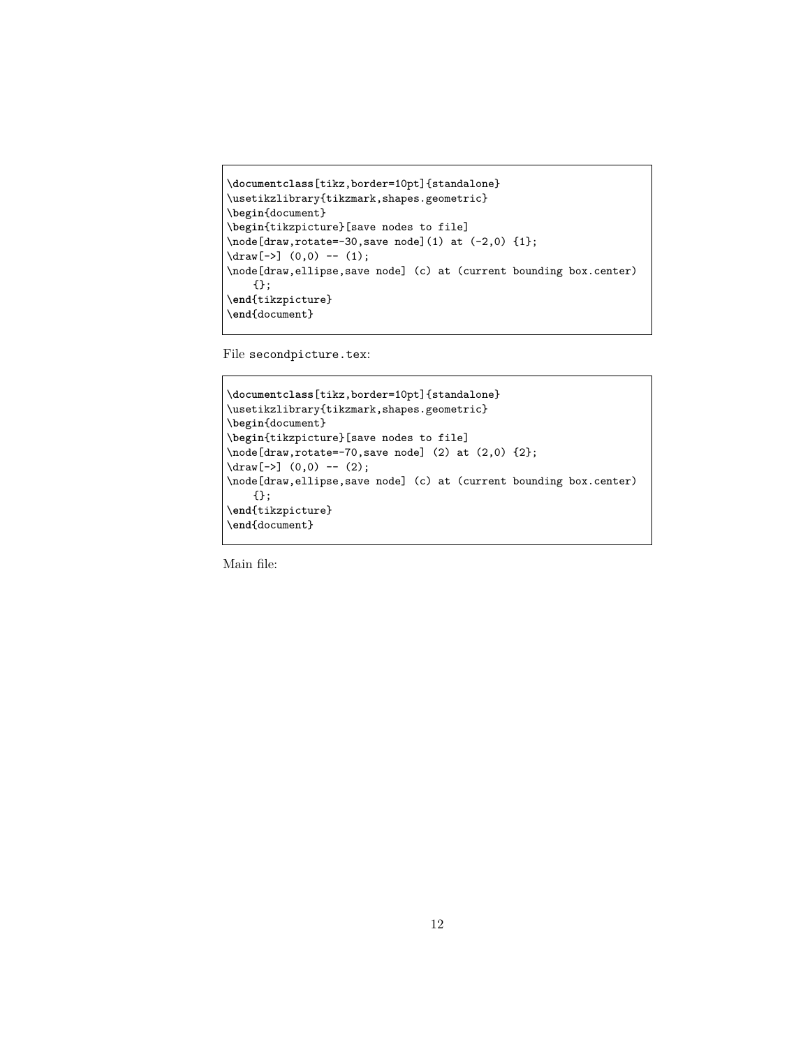```
\documentclass[tikz,border=10pt]{standalone}
\usetikzlibrary{tikzmark,shapes.geometric}
\begin{document}
\begin{tikzpicture}[save nodes to file]
\node[draw,rotate=-30,save node](1) at (-2,0) {1};
\draw[->] (0,0) -- (1);
\node[draw,ellipse,save node] (c) at (current bounding box.center)
    {};
\end{tikzpicture}
\end{document}
```

File `secondpicture.tex`:

```
\documentclass[tikz,border=10pt]{standalone}
\usetikzlibrary{tikzmark,shapes.geometric}
\begin{document}
\begin{tikzpicture}[save nodes to file]
\node[draw,rotate=-70,save node] (2) at (2,0) {2};
\draw[->] (0,0) -- (2);
\node[draw,ellipse,save node] (c) at (current bounding box.center)
    {};
\end{tikzpicture}
\end{document}
```

Main file: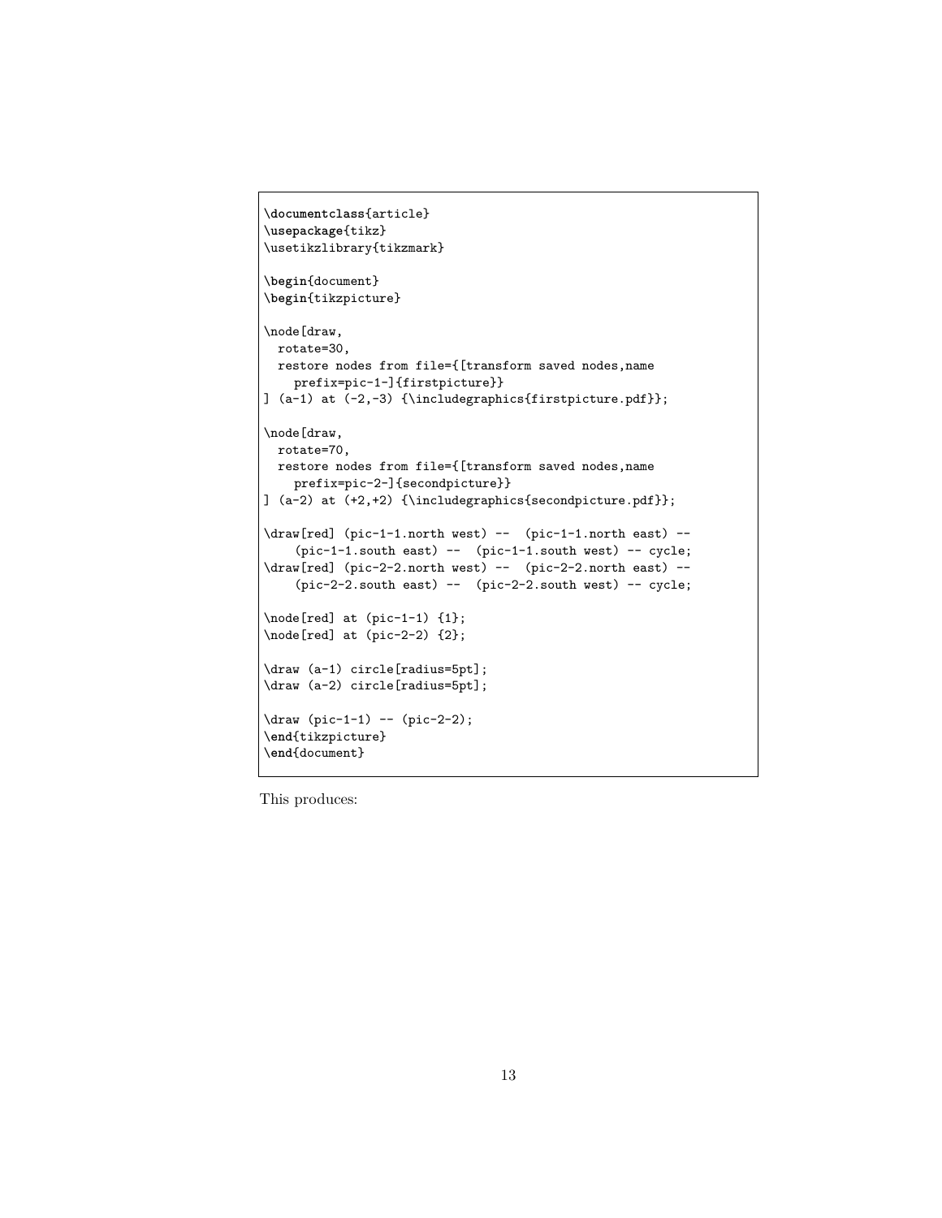```
\documentclass{article}
\usepackage{tikz}
\usetikzlibrary{tikzmark}

\begin{document}
\begin{tikzpicture}

\node[draw,
  rotate=30,
  restore nodes from file={[transform saved nodes,name
    prefix=pic-1-]{firstpicture}}
] (a-1) at (-2,-3) {\includegraphics{firstpicture.pdf}};

\node[draw,
  rotate=70,
  restore nodes from file={[transform saved nodes,name
    prefix=pic-2-]{secondpicture}}
] (a-2) at (+2,+2) {\includegraphics{secondpicture.pdf}};

\draw[red] (pic-1-1.north west) --  (pic-1-1.north east) --
    (pic-1-1.south east) --  (pic-1-1.south west) -- cycle;
\draw[red] (pic-2-2.north west) --  (pic-2-2.north east) --
    (pic-2-2.south east) --  (pic-2-2.south west) -- cycle;

\node[red] at (pic-1-1) {1};
\node[red] at (pic-2-2) {2};

\draw (a-1) circle[radius=5pt];
\draw (a-2) circle[radius=5pt];

\draw (pic-1-1) -- (pic-2-2);
\end{tikzpicture}
\end{document}
```

This produces: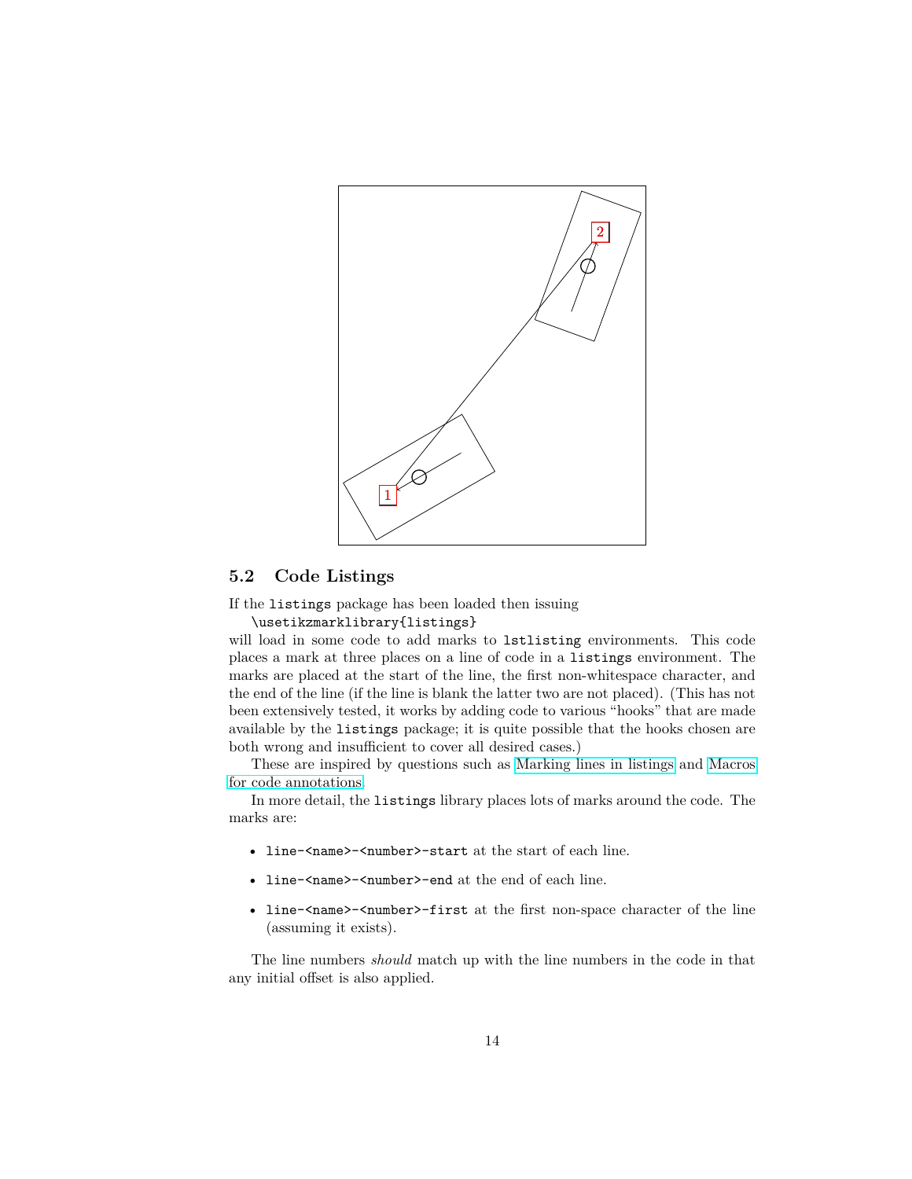## 5.2 Code Listings

If the `listings` package has been loaded then issuing

```
\usetikzmarklibrary{listings}
```

will load in some code to add marks to `lstlisting` environments. This code places a mark at three places on a line of code in a `listings` environment. The marks are placed at the start of the line, the first non-whitespace character, and the end of the line (if the line is blank the latter two are not placed). (This has not been extensively tested, it works by adding code to various "hooks" that are made available by the `listings` package; it is quite possible that the hooks chosen are both wrong and insufficient to cover all desired cases.)

These are inspired by questions such as Marking lines in listings and Macros for code annotations.

In more detail, the `listings` library places lots of marks around the code. The marks are:

- `line-<name>-<number>-start` at the start of each line.
- `line-<name>-<number>-end` at the end of each line.
- `line-<name>-<number>-first` at the first non-space character of the line (assuming it exists).

The line numbers *should* match up with the line numbers in the code in that any initial offset is also applied.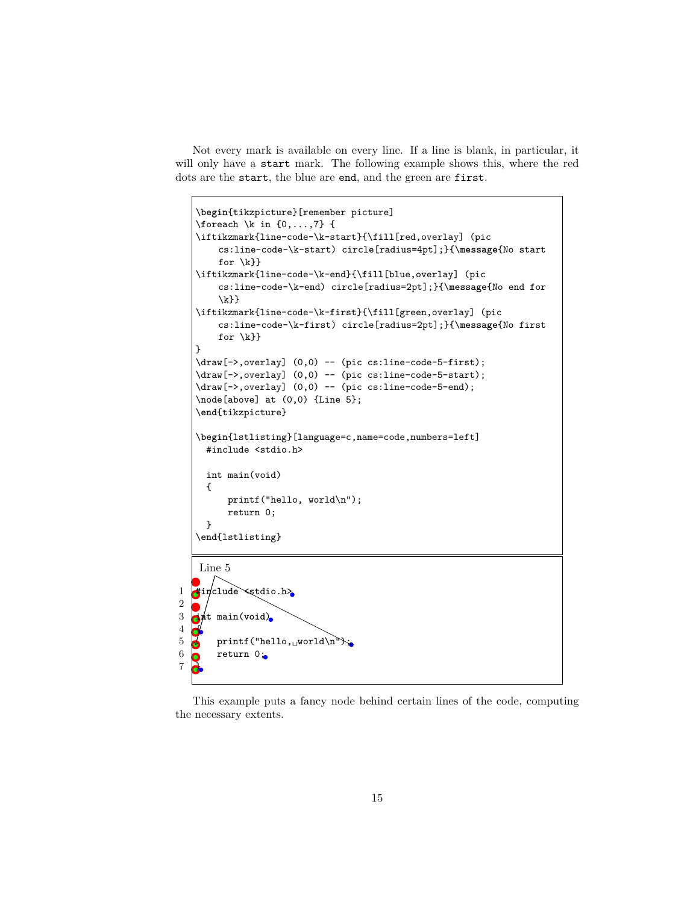Not every mark is available on every line. If a line is blank, in particular, it will only have a `start` mark. The following example shows this, where the red dots are the `start`, the blue are `end`, and the green are `first`.

```
\begin{tikzpicture}[remember picture]
\foreach \k in {0,...,7} {
\iftikzmark{line-code-\k-start}{\fill[red,overlay] (pic
    cs:line-code-\k-start) circle[radius=4pt];}{\message{No start
    for \k}}
\iftikzmark{line-code-\k-end}{\fill[blue,overlay] (pic
    cs:line-code-\k-end) circle[radius=2pt];}{\message{No end for
    \k}}
\iftikzmark{line-code-\k-first}{\fill[green,overlay] (pic
    cs:line-code-\k-first) circle[radius=2pt];}{\message{No first
    for \k}}
}
\draw[->,overlay] (0,0) -- (pic cs:line-code-5-first);
\draw[->,overlay] (0,0) -- (pic cs:line-code-5-start);
\draw[->,overlay] (0,0) -- (pic cs:line-code-5-end);
\node[above] at (0,0) {Line 5};
\end{tikzpicture}

\begin{lstlisting}[language=c,name=code,numbers=left]
  #include <stdio.h>

  int main(void)
  {
      printf("hello, world\n");
      return 0;
  }
\end{lstlisting}
```

Line 5

```
1 #include <stdio.h>
2
3 int main(void)
4 {
5     printf("hello,␣world\n");
6     return 0;
7 }
```

This example puts a fancy node behind certain lines of the code, computing the necessary extents.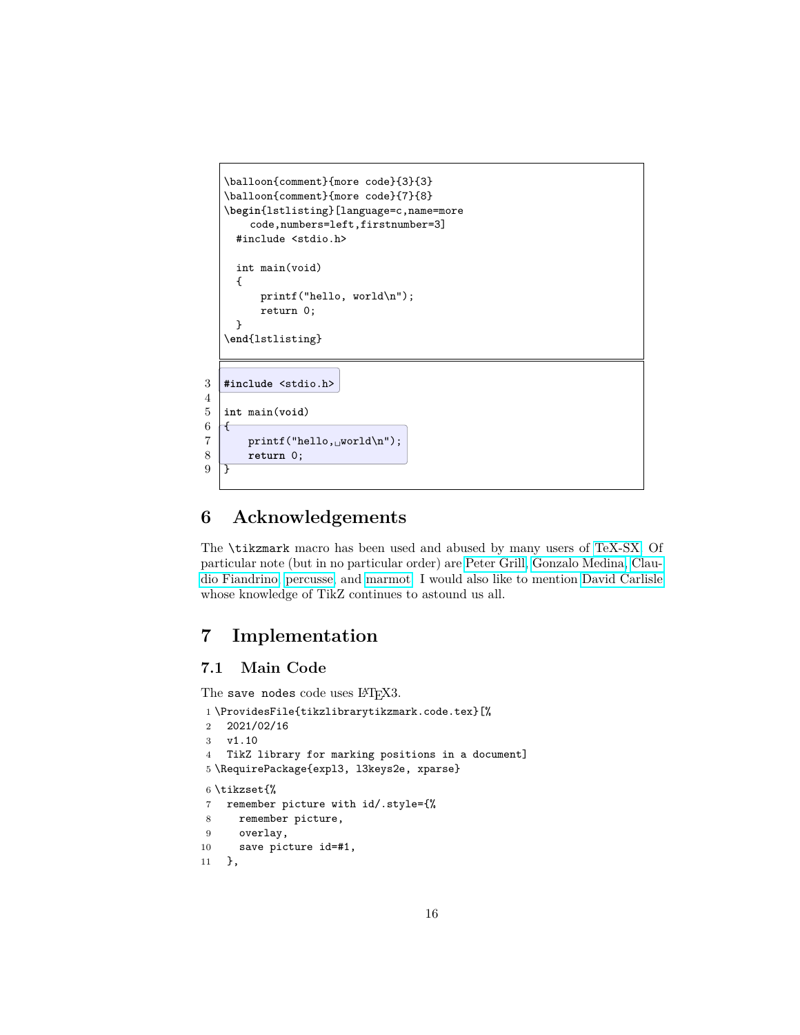```
\balloon{comment}{more code}{3}{3}
\balloon{comment}{more code}{7}{8}
\begin{lstlisting}[language=c,name=more
    code,numbers=left,firstnumber=3]
  #include <stdio.h>

  int main(void)
  {
      printf("hello, world\n");
      return 0;
  }
\end{lstlisting}
```

```
3  #include <stdio.h>
4
5  int main(void)
6  {
7      printf("hello,␣world\n");
8      return 0;
9  }
```

# 6 Acknowledgements

The `\tikzmark` macro has been used and abused by many users of TeX-SX. Of particular note (but in no particular order) are Peter Grill, Gonzalo Medina, Claudio Fiandrino, percusse, and marmot. I would also like to mention David Carlisle whose knowledge of TikZ continues to astound us all.

# 7 Implementation

## 7.1 Main Code

The `save nodes` code uses LaTeX3.

```
1 \ProvidesFile{tikzlibrarytikzmark.code.tex}[%
2   2021/02/16
3   v1.10
4   TikZ library for marking positions in a document]
5 \RequirePackage{expl3, l3keys2e, xparse}
```

```
6 \tikzset{%
7   remember picture with id/.style={%
8     remember picture,
9     overlay,
10    save picture id=#1,
11  },
```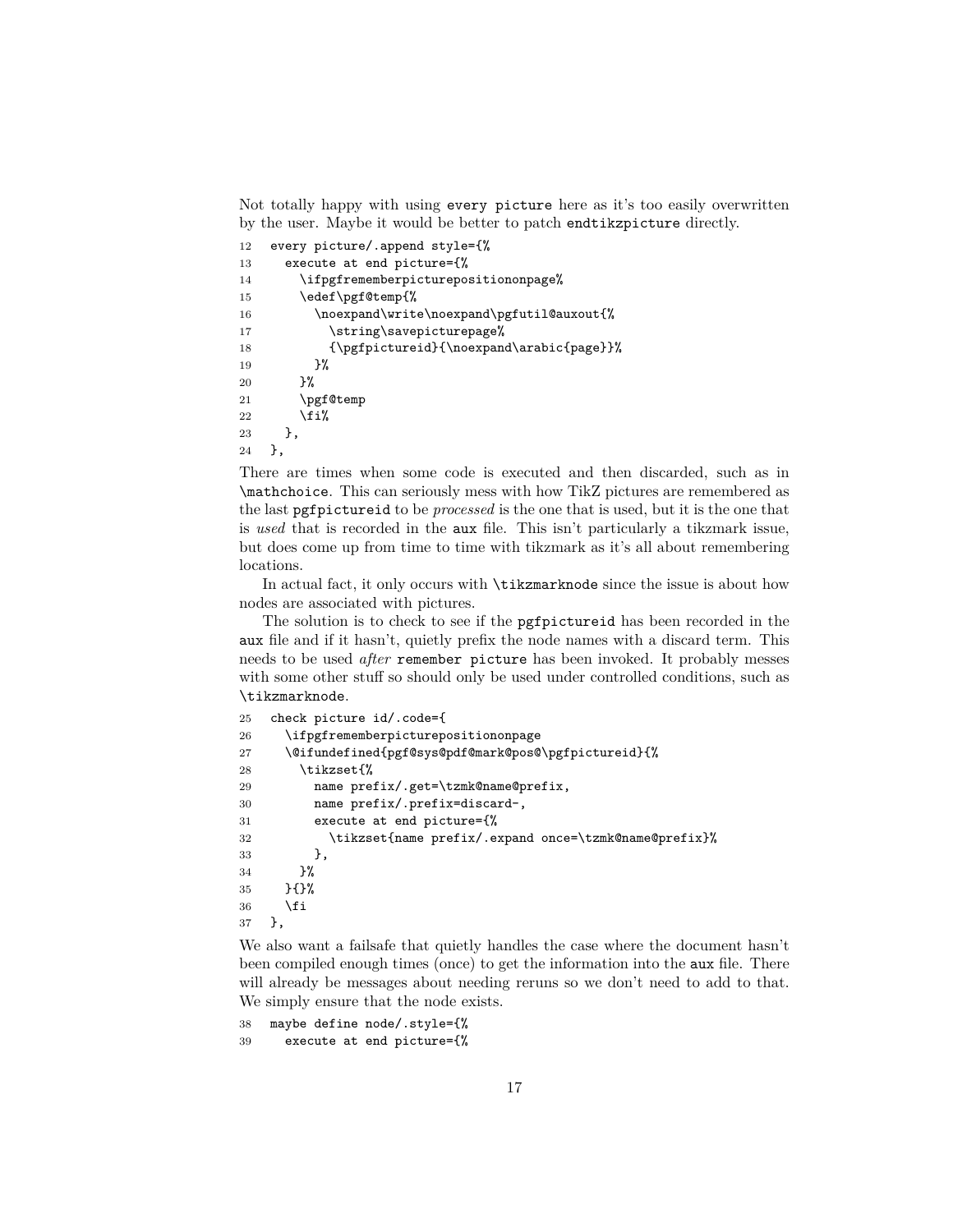Not totally happy with using `every picture` here as it's too easily overwritten by the user. Maybe it would be better to patch `endtikzpicture` directly.

```
12  every picture/.append style={%
13    execute at end picture={%
14      \ifpgfrememberpicturepositiononpage%
15      \edef\pgf@temp{%
16        \noexpand\write\noexpand\pgfutil@auxout{%
17          \string\savepicturepage%
18          {\pgfpictureid}{\noexpand\arabic{page}}%
19        }%
20      }%
21      \pgf@temp
22      \fi%
23    },
24  },
```

There are times when some code is executed and then discarded, such as in `\mathchoice`. This can seriously mess with how TikZ pictures are remembered as the last `pgfpictureid` to be *processed* is the one that is used, but it is the one that is *used* that is recorded in the `aux` file. This isn't particularly a tikzmark issue, but does come up from time to time with tikzmark as it's all about remembering locations.

In actual fact, it only occurs with `\tikzmarknode` since the issue is about how nodes are associated with pictures.

The solution is to check to see if the `pgfpictureid` has been recorded in the `aux` file and if it hasn't, quietly prefix the node names with a discard term. This needs to be used *after* `remember picture` has been invoked. It probably messes with some other stuff so should only be used under controlled conditions, such as `\tikzmarknode`.

```
25  check picture id/.code={
26    \ifpgfrememberpicturepositiononpage
27    \@ifundefined{pgf@sys@pdf@mark@pos@\pgfpictureid}{%
28      \tikzset{%
29        name prefix/.get=\tzmk@name@prefix,
30        name prefix/.prefix=discard-,
31        execute at end picture={%
32          \tikzset{name prefix/.expand once=\tzmk@name@prefix}%
33        },
34      }%
35    }{}%
36    \fi
37  },
```

We also want a failsafe that quietly handles the case where the document hasn't been compiled enough times (once) to get the information into the `aux` file. There will already be messages about needing reruns so we don't need to add to that. We simply ensure that the node exists.

```
38  maybe define node/.style={%
39    execute at end picture={%
```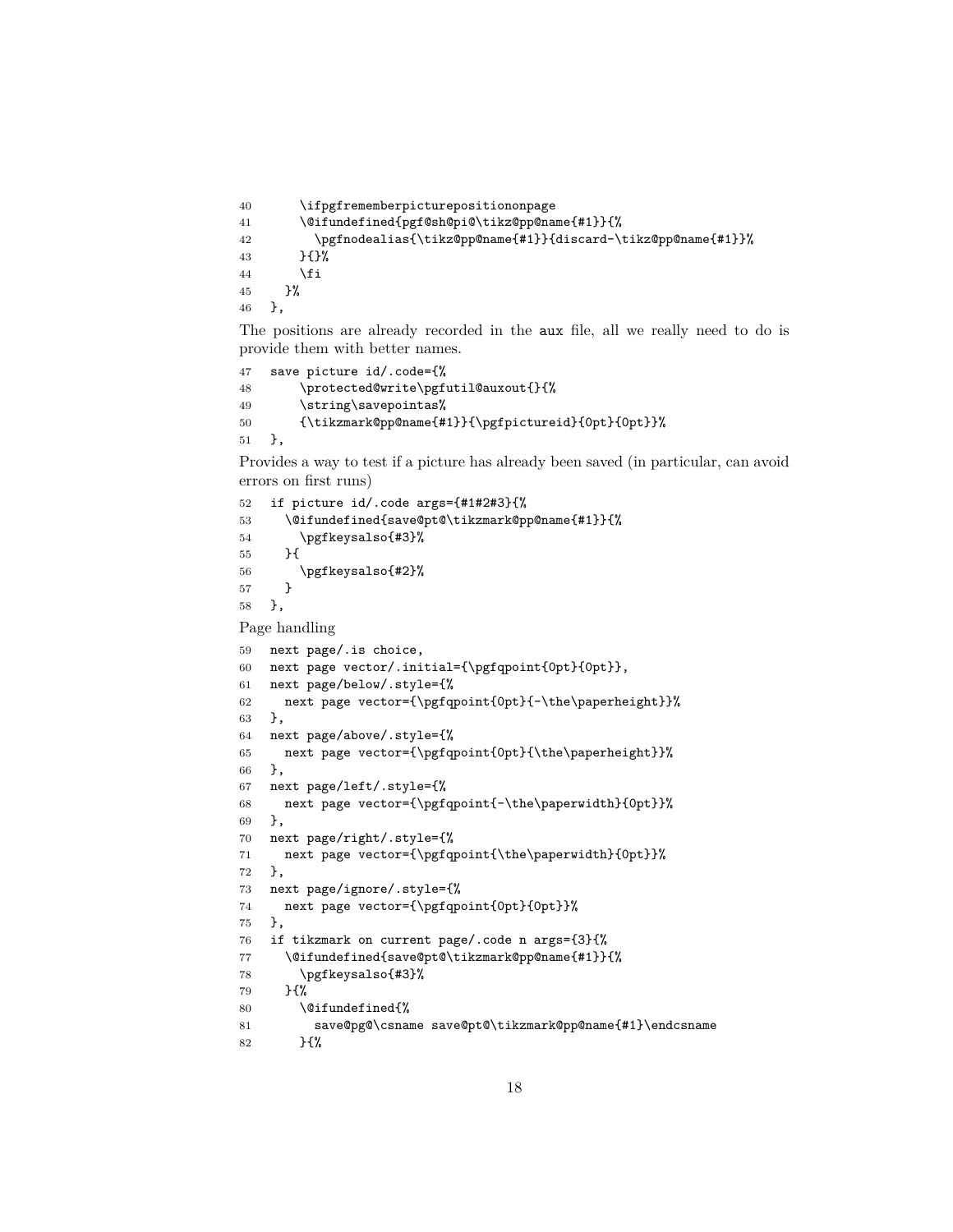```
40        \ifpgfrememberpicturepositiononpage
41        \@ifundefined{pgf@sh@pi@\tikz@pp@name{#1}}{%
42          \pgfnodealias{\tikz@pp@name{#1}}{discard-\tikz@pp@name{#1}}%
43        }{}%
44        \fi
45      }%
46    },
```

The positions are already recorded in the aux file, all we really need to do is provide them with better names.

```
47    save picture id/.code={%
48        \protected@write\pgfutil@auxout{}{%
49        \string\savepointas%
50        {\tikzmark@pp@name{#1}}{\pgfpictureid}{0pt}{0pt}}%
51    },
```

Provides a way to test if a picture has already been saved (in particular, can avoid errors on first runs)

```
52    if picture id/.code args={#1#2#3}{%
53      \@ifundefined{save@pt@\tikzmark@pp@name{#1}}{%
54        \pgfkeysalso{#3}%
55      }{
56        \pgfkeysalso{#2}%
57      }
58    },
```

Page handling

```
59    next page/.is choice,
60    next page vector/.initial={\pgfqpoint{0pt}{0pt}},
61    next page/below/.style={%
62      next page vector={\pgfqpoint{0pt}{-\the\paperheight}}%
63    },
64    next page/above/.style={%
65      next page vector={\pgfqpoint{0pt}{\the\paperheight}}%
66    },
67    next page/left/.style={%
68      next page vector={\pgfqpoint{-\the\paperwidth}{0pt}}%
69    },
70    next page/right/.style={%
71      next page vector={\pgfqpoint{\the\paperwidth}{0pt}}%
72    },
73    next page/ignore/.style={%
74      next page vector={\pgfqpoint{0pt}{0pt}}%
75    },
76    if tikzmark on current page/.code n args={3}{%
77      \@ifundefined{save@pt@\tikzmark@pp@name{#1}}{%
78        \pgfkeysalso{#3}%
79      }{%
80        \@ifundefined{%
81          save@pg@\csname save@pt@\tikzmark@pp@name{#1}\endcsname
82        }{%
```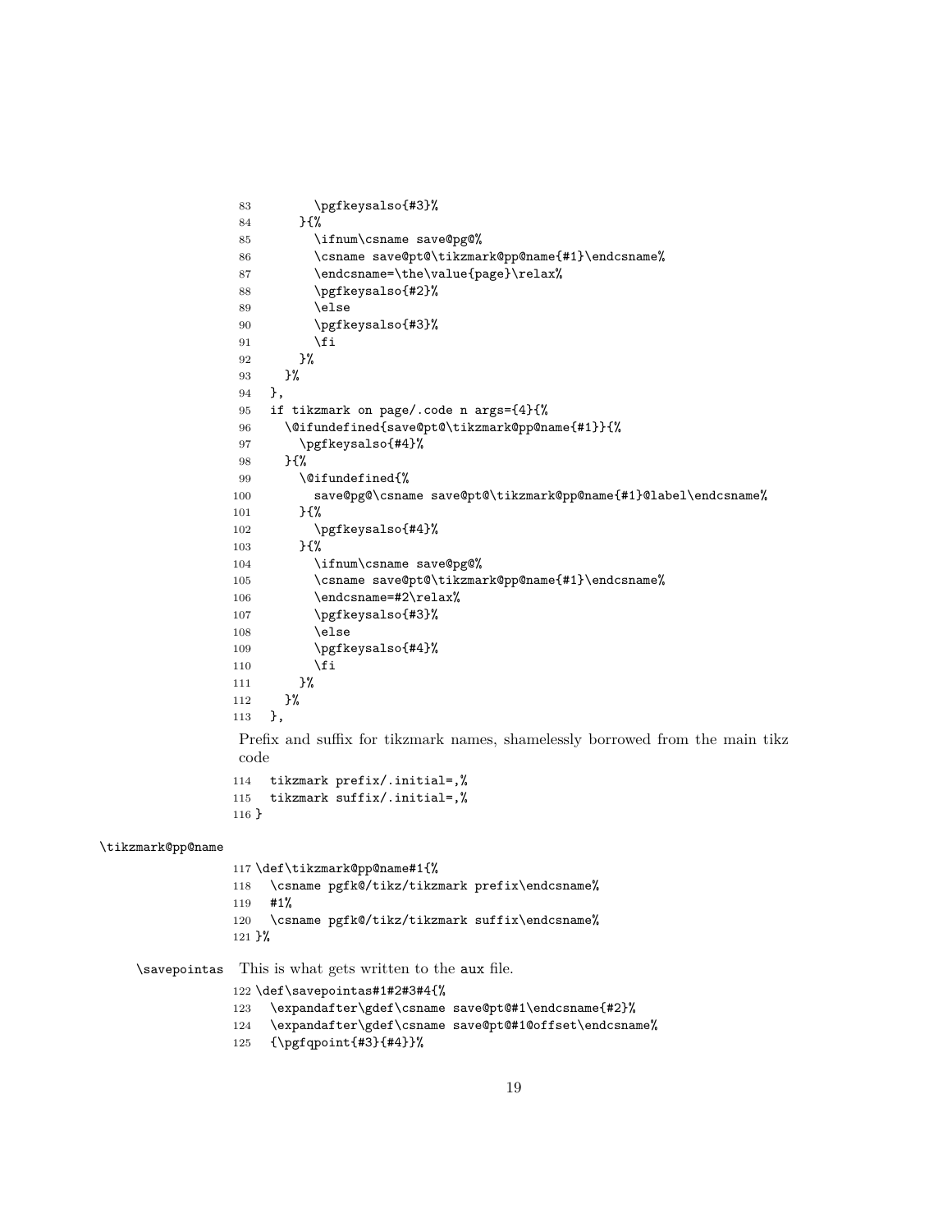```
83        \pgfkeysalso{#3}%
84      }{%
85        \ifnum\csname save@pg@%
86        \csname save@pt@\tikzmark@pp@name{#1}\endcsname%
87        \endcsname=\the\value{page}\relax%
88        \pgfkeysalso{#2}%
89        \else
90        \pgfkeysalso{#3}%
91        \fi
92      }%
93    }%
94  },
95  if tikzmark on page/.code n args={4}{%
96    \@ifundefined{save@pt@\tikzmark@pp@name{#1}}{%
97      \pgfkeysalso{#4}%
98    }{%
99      \@ifundefined{%
100       save@pg@\csname save@pt@\tikzmark@pp@name{#1}@label\endcsname%
101     }{%
102       \pgfkeysalso{#4}%
103     }{%
104       \ifnum\csname save@pg@%
105       \csname save@pt@\tikzmark@pp@name{#1}\endcsname%
106       \endcsname=#2\relax%
107       \pgfkeysalso{#3}%
108       \else
109       \pgfkeysalso{#4}%
110       \fi
111     }%
112   }%
113 },
```

Prefix and suffix for tikzmark names, shamelessly borrowed from the main tikz code

```
114   tikzmark prefix/.initial=,%
115   tikzmark suffix/.initial=,%
116 }
```

`\tikzmark@pp@name`

```
117 \def\tikzmark@pp@name#1{%
118   \csname pgfk@/tikz/tikzmark prefix\endcsname%
119   #1%
120   \csname pgfk@/tikz/tikzmark suffix\endcsname%
121 }%
```

`\savepointas` This is what gets written to the aux file.

```
122 \def\savepointas#1#2#3#4{%
123   \expandafter\gdef\csname save@pt@#1\endcsname{#2}%
124   \expandafter\gdef\csname save@pt@#1@offset\endcsname%
125   {\pgfqpoint{#3}{#4}}%
```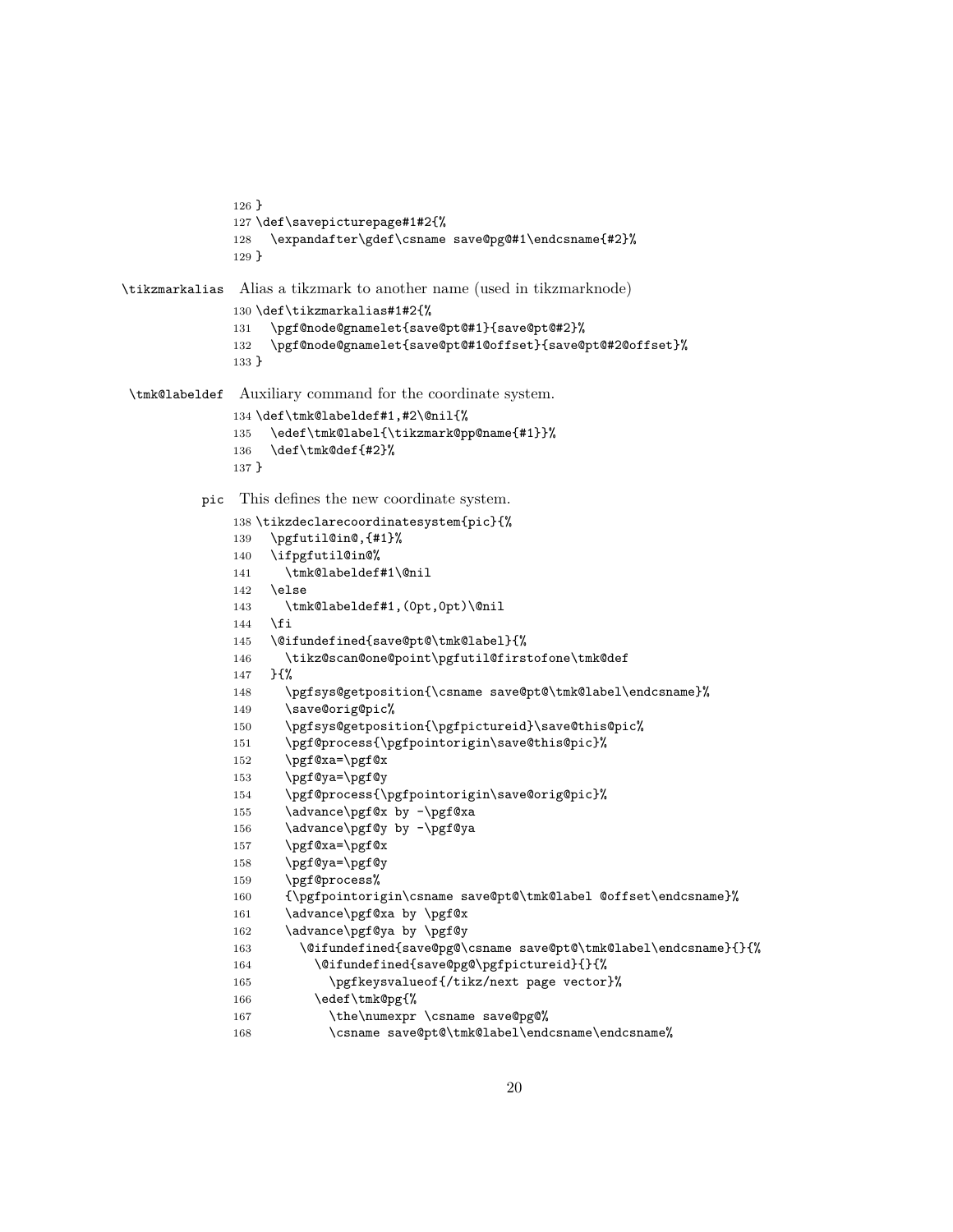```
126 }
127 \def\savepicturepage#1#2{%
128   \expandafter\gdef\csname save@pg@#1\endcsname{#2}%
129 }
```

`\tikzmarkalias` Alias a tikzmark to another name (used in tikzmarknode)

```
130 \def\tikzmarkalias#1#2{%
131   \pgf@node@gnamelet{save@pt@#1}{save@pt@#2}%
132   \pgf@node@gnamelet{save@pt@#1@offset}{save@pt@#2@offset}%
133 }
```

`\tmk@labeldef` Auxiliary command for the coordinate system.

```
134 \def\tmk@labeldef#1,#2\@nil{%
135   \edef\tmk@label{\tikzmark@pp@name{#1}}%
136   \def\tmk@def{#2}%
137 }
```

`pic` This defines the new coordinate system.

```
138 \tikzdeclarecoordinatesystem{pic}{%
139   \pgfutil@in@,{#1}%
140   \ifpgfutil@in@%
141     \tmk@labeldef#1\@nil
142   \else
143     \tmk@labeldef#1,(0pt,0pt)\@nil
144   \fi
145   \@ifundefined{save@pt@\tmk@label}{%
146     \tikz@scan@one@point\pgfutil@firstofone\tmk@def
147   }{%
148     \pgfsys@getposition{\csname save@pt@\tmk@label\endcsname}%
149     \save@orig@pic%
150     \pgfsys@getposition{\pgfpictureid}\save@this@pic%
151     \pgf@process{\pgfpointorigin\save@this@pic}%
152     \pgf@xa=\pgf@x
153     \pgf@ya=\pgf@y
154     \pgf@process{\pgfpointorigin\save@orig@pic}%
155     \advance\pgf@x by -\pgf@xa
156     \advance\pgf@y by -\pgf@ya
157     \pgf@xa=\pgf@x
158     \pgf@ya=\pgf@y
159     \pgf@process%
160     {\pgfpointorigin\csname save@pt@\tmk@label @offset\endcsname}%
161     \advance\pgf@xa by \pgf@x
162     \advance\pgf@ya by \pgf@y
163       \@ifundefined{save@pg@\csname save@pt@\tmk@label\endcsname}{}{%
164         \@ifundefined{save@pg@\pgfpictureid}{}{%
165           \pgfkeysvalueof{/tikz/next page vector}%
166         \edef\tmk@pg{%
167           \the\numexpr \csname save@pg@%
168           \csname save@pt@\tmk@label\endcsname\endcsname%
```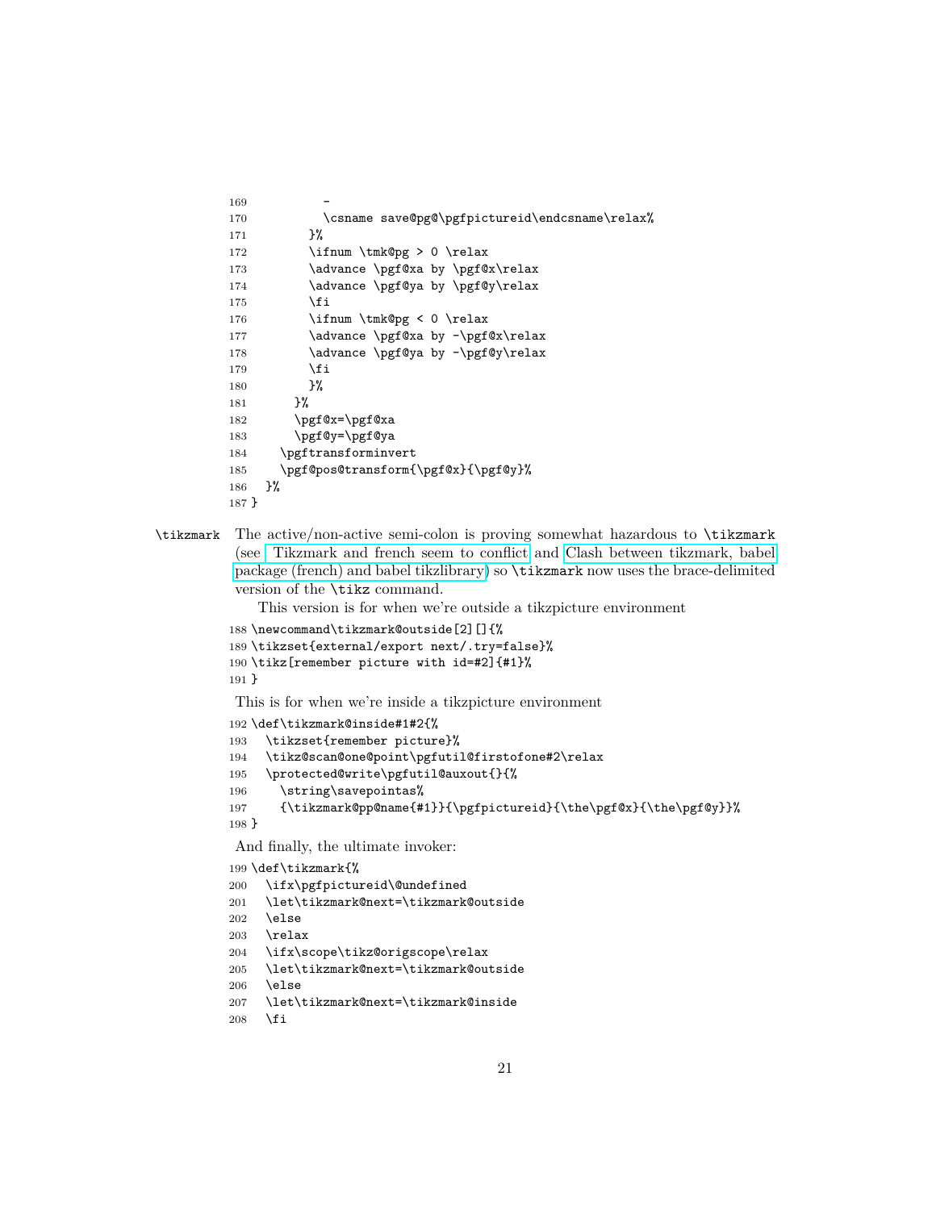```
169          -
170          \csname save@pg@\pgfpictureid\endcsname\relax%
171        }%
172        \ifnum \tmk@pg > 0 \relax
173        \advance \pgf@xa by \pgf@x\relax
174        \advance \pgf@ya by \pgf@y\relax
175        \fi
176        \ifnum \tmk@pg < 0 \relax
177        \advance \pgf@xa by -\pgf@x\relax
178        \advance \pgf@ya by -\pgf@y\relax
179        \fi
180        }%
181      }%
182      \pgf@x=\pgf@xa
183      \pgf@y=\pgf@ya
184    \pgftransforminvert
185    \pgf@pos@transform{\pgf@x}{\pgf@y}%
186  }%
187 }
```

`\tikzmark` The active/non-active semi-colon is proving somewhat hazardous to `\tikzmark` (see Tikzmark and french seem to conflict and Clash between tikzmark, babel package (french) and babel tikzlibrary) so `\tikzmark` now uses the brace-delimited version of the `\tikz` command.

This version is for when we're outside a tikzpicture environment

```
188 \newcommand\tikzmark@outside[2][]{%
189 \tikzset{external/export next/.try=false}%
190 \tikz[remember picture with id=#2]{#1}%
191 }
```

This is for when we're inside a tikzpicture environment

```
192 \def\tikzmark@inside#1#2{%
193   \tikzset{remember picture}%
194   \tikz@scan@one@point\pgfutil@firstofone#2\relax
195   \protected@write\pgfutil@auxout{}{%
196     \string\savepointas%
197     {\tikzmark@pp@name{#1}}{\pgfpictureid}{\the\pgf@x}{\the\pgf@y}}%
198 }
```

And finally, the ultimate invoker:

```
199 \def\tikzmark{%
200   \ifx\pgfpictureid\@undefined
201   \let\tikzmark@next=\tikzmark@outside
202   \else
203   \relax
204   \ifx\scope\tikz@origscope\relax
205   \let\tikzmark@next=\tikzmark@outside
206   \else
207   \let\tikzmark@next=\tikzmark@inside
208   \fi
```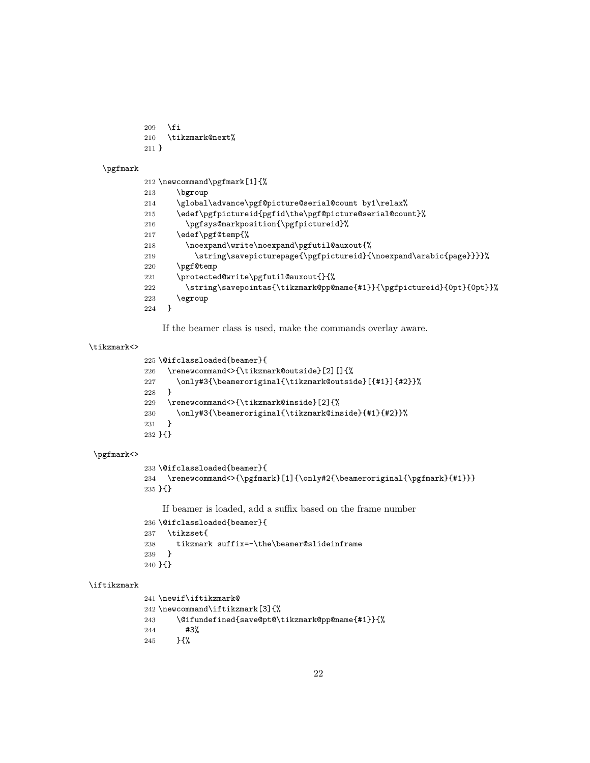```
209   \fi
210   \tikzmark@next%
211 }
```

\pgfmark

```
212 \newcommand\pgfmark[1]{%
213     \bgroup
214     \global\advance\pgf@picture@serial@count by1\relax%
215     \edef\pgfpictureid{pgfid\the\pgf@picture@serial@count}%
216       \pgfsys@markposition{\pgfpictureid}%
217     \edef\pgf@temp{%
218       \noexpand\write\noexpand\pgfutil@auxout{%
219         \string\savepicturepage{\pgfpictureid}{\noexpand\arabic{page}}}}%
220     \pgf@temp
221     \protected@write\pgfutil@auxout{}{%
222       \string\savepointas{\tikzmark@pp@name{#1}}{\pgfpictureid}{0pt}{0pt}}%
223     \egroup
224   }
```

If the beamer class is used, make the commands overlay aware.

\tikzmark<>

```
225 \@ifclassloaded{beamer}{
226   \renewcommand<>{\tikzmark@outside}[2][]{%
227     \only#3{\beameroriginal{\tikzmark@outside}[{#1}]{#2}}%
228   }
229   \renewcommand<>{\tikzmark@inside}[2]{%
230     \only#3{\beameroriginal{\tikzmark@inside}{#1}{#2}}%
231   }
232 }{}
```

\pgfmark<>

```
233 \@ifclassloaded{beamer}{
234   \renewcommand<>{\pgfmark}[1]{\only#2{\beameroriginal{\pgfmark}{#1}}}
235 }{}
```

If beamer is loaded, add a suffix based on the frame number

```
236 \@ifclassloaded{beamer}{
237   \tikzset{
238     tikzmark suffix=-\the\beamer@slideinframe
239   }
240 }{}
```

\iftikzmark

```
241 \newif\iftikzmark@
242 \newcommand\iftikzmark[3]{%
243     \@ifundefined{save@pt@\tikzmark@pp@name{#1}}{%
244       #3%
245     }{%
```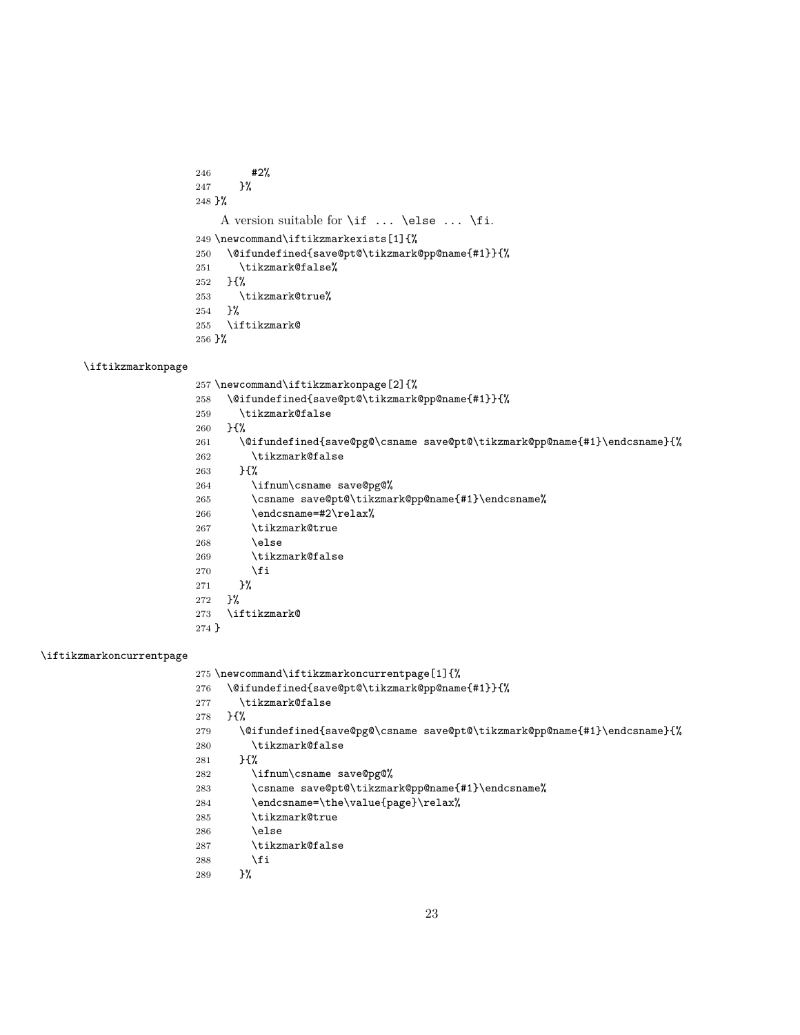```
246       #2%
247     }%
248 }%
```

A version suitable for `\if ... \else ... \fi`.

```
249 \newcommand\iftikzmarkexists[1]{%
250   \@ifundefined{save@pt@\tikzmark@pp@name{#1}}{%
251     \tikzmark@false%
252   }{%
253     \tikzmark@true%
254   }%
255   \iftikzmark@
256 }%
```

`\iftikzmarkonpage`

```
257 \newcommand\iftikzmarkonpage[2]{%
258   \@ifundefined{save@pt@\tikzmark@pp@name{#1}}{%
259     \tikzmark@false
260   }{%
261     \@ifundefined{save@pg@\csname save@pt@\tikzmark@pp@name{#1}\endcsname}{%
262       \tikzmark@false
263     }{%
264       \ifnum\csname save@pg@%
265       \csname save@pt@\tikzmark@pp@name{#1}\endcsname%
266       \endcsname=#2\relax%
267       \tikzmark@true
268       \else
269       \tikzmark@false
270       \fi
271     }%
272   }%
273   \iftikzmark@
274 }
```

`\iftikzmarkoncurrentpage`

```
275 \newcommand\iftikzmarkoncurrentpage[1]{%
276   \@ifundefined{save@pt@\tikzmark@pp@name{#1}}{%
277     \tikzmark@false
278   }{%
279     \@ifundefined{save@pg@\csname save@pt@\tikzmark@pp@name{#1}\endcsname}{%
280       \tikzmark@false
281     }{%
282       \ifnum\csname save@pg@%
283       \csname save@pt@\tikzmark@pp@name{#1}\endcsname%
284       \endcsname=\the\value{page}\relax%
285       \tikzmark@true
286       \else
287       \tikzmark@false
288       \fi
289     }%
```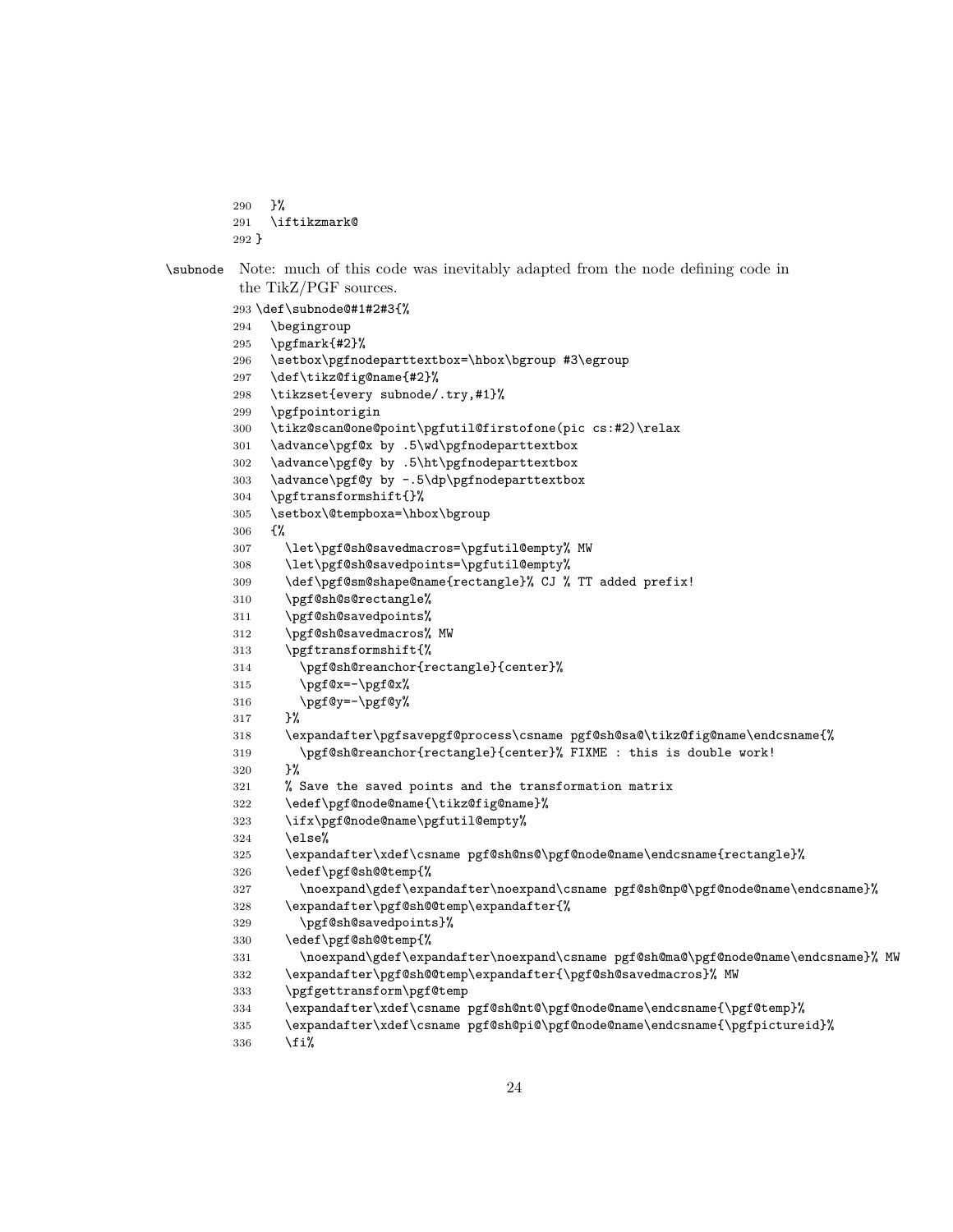```
290   }%
291   \iftikzmark@
292 }
```

\subnode Note: much of this code was inevitably adapted from the node defining code in the TikZ/PGF sources.

```
293 \def\subnode@#1#2#3{%
294   \begingroup
295   \pgfmark{#2}%
296   \setbox\pgfnodeparttextbox=\hbox\bgroup #3\egroup
297   \def\tikz@fig@name{#2}%
298   \tikzset{every subnode/.try,#1}%
299   \pgfpointorigin
300   \tikz@scan@one@point\pgfutil@firstofone(pic cs:#2)\relax
301   \advance\pgf@x by .5\wd\pgfnodeparttextbox
302   \advance\pgf@y by .5\ht\pgfnodeparttextbox
303   \advance\pgf@y by -.5\dp\pgfnodeparttextbox
304   \pgftransformshift{}%
305   \setbox\@tempboxa=\hbox\bgroup
306   {%
307     \let\pgf@sh@savedmacros=\pgfutil@empty% MW
308     \let\pgf@sh@savedpoints=\pgfutil@empty%
309     \def\pgf@sm@shape@name{rectangle}% CJ % TT added prefix!
310     \pgf@sh@s@rectangle%
311     \pgf@sh@savedpoints%
312     \pgf@sh@savedmacros% MW
313     \pgftransformshift{%
314       \pgf@sh@reanchor{rectangle}{center}%
315       \pgf@x=-\pgf@x%
316       \pgf@y=-\pgf@y%
317     }%
318     \expandafter\pgfsavepgf@process\csname pgf@sh@sa@\tikz@fig@name\endcsname{%
319       \pgf@sh@reanchor{rectangle}{center}% FIXME : this is double work!
320     }%
321     % Save the saved points and the transformation matrix
322     \edef\pgf@node@name{\tikz@fig@name}%
323     \ifx\pgf@node@name\pgfutil@empty%
324     \else%
325     \expandafter\xdef\csname pgf@sh@ns@\pgf@node@name\endcsname{rectangle}%
326     \edef\pgf@sh@@temp{%
327       \noexpand\gdef\expandafter\noexpand\csname pgf@sh@np@\pgf@node@name\endcsname}%
328     \expandafter\pgf@sh@@temp\expandafter{%
329       \pgf@sh@savedpoints}%
330     \edef\pgf@sh@@temp{%
331       \noexpand\gdef\expandafter\noexpand\csname pgf@sh@ma@\pgf@node@name\endcsname}% MW
332     \expandafter\pgf@sh@@temp\expandafter{\pgf@sh@savedmacros}% MW
333     \pgfgettransform\pgf@temp
334     \expandafter\xdef\csname pgf@sh@nt@\pgf@node@name\endcsname{\pgf@temp}%
335     \expandafter\xdef\csname pgf@sh@pi@\pgf@node@name\endcsname{\pgfpictureid}%
336     \fi%
```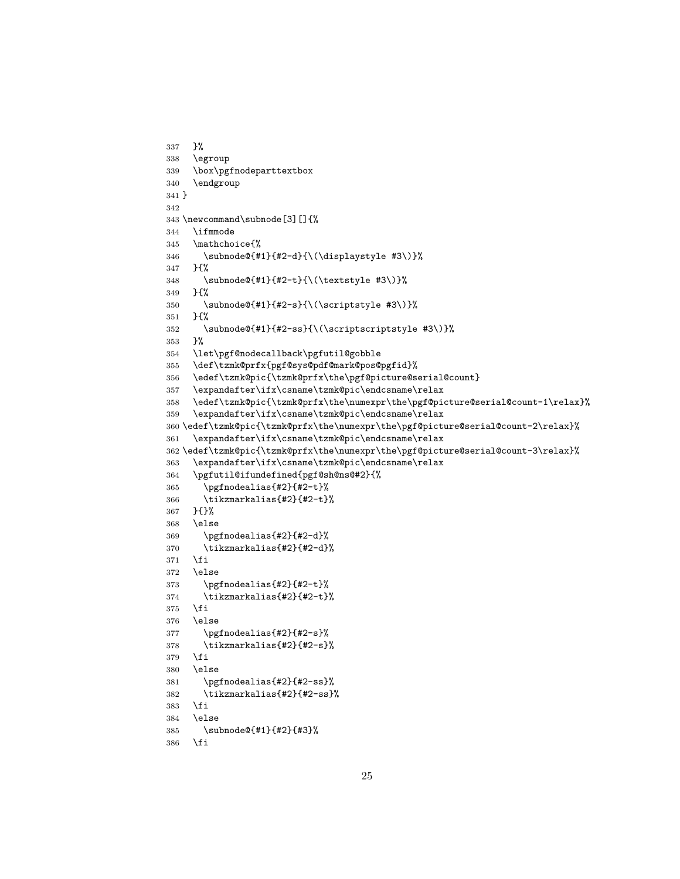```
337   }%
338   \egroup
339   \box\pgfnodeparttextbox
340   \endgroup
341 }
342
343 \newcommand\subnode[3][]{%
344   \ifmmode
345   \mathchoice{%
346     \subnode@{#1}{#2-d}{\(\displaystyle #3\)}%
347   }{%
348     \subnode@{#1}{#2-t}{\(\textstyle #3\)}%
349   }{%
350     \subnode@{#1}{#2-s}{\(\scriptstyle #3\)}%
351   }{%
352     \subnode@{#1}{#2-ss}{\(\scriptscriptstyle #3\)}%
353   }%
354   \let\pgf@nodecallback\pgfutil@gobble
355   \def\tzmk@prfx{pgf@sys@pdf@mark@pos@pgfid}%
356   \edef\tzmk@pic{\tzmk@prfx\the\pgf@picture@serial@count}
357   \expandafter\ifx\csname\tzmk@pic\endcsname\relax
358   \edef\tzmk@pic{\tzmk@prfx\the\numexpr\the\pgf@picture@serial@count-1\relax}%
359   \expandafter\ifx\csname\tzmk@pic\endcsname\relax
360 \edef\tzmk@pic{\tzmk@prfx\the\numexpr\the\pgf@picture@serial@count-2\relax}%
361   \expandafter\ifx\csname\tzmk@pic\endcsname\relax
362 \edef\tzmk@pic{\tzmk@prfx\the\numexpr\the\pgf@picture@serial@count-3\relax}%
363   \expandafter\ifx\csname\tzmk@pic\endcsname\relax
364   \pgfutil@ifundefined{pgf@sh@ns@#2}{%
365     \pgfnodealias{#2}{#2-t}%
366     \tikzmarkalias{#2}{#2-t}%
367   }{}%
368   \else
369     \pgfnodealias{#2}{#2-d}%
370     \tikzmarkalias{#2}{#2-d}%
371   \fi
372   \else
373     \pgfnodealias{#2}{#2-t}%
374     \tikzmarkalias{#2}{#2-t}%
375   \fi
376   \else
377     \pgfnodealias{#2}{#2-s}%
378     \tikzmarkalias{#2}{#2-s}%
379   \fi
380   \else
381     \pgfnodealias{#2}{#2-ss}%
382     \tikzmarkalias{#2}{#2-ss}%
383   \fi
384   \else
385     \subnode@{#1}{#2}{#3}%
386   \fi
```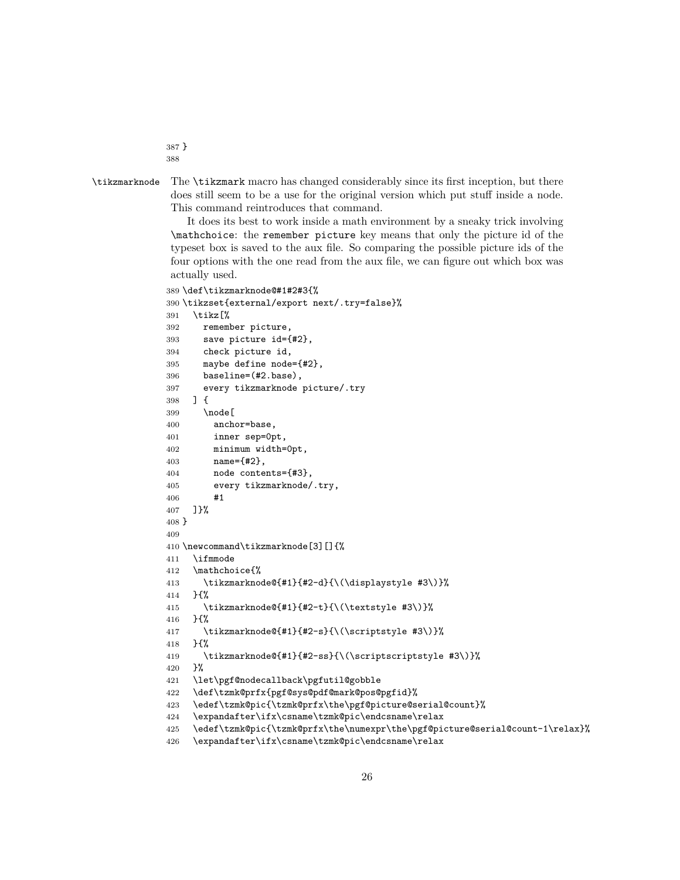```
387 }
388
```

`\tikzmarknode` The `\tikzmark` macro has changed considerably since its first inception, but there does still seem to be a use for the original version which put stuff inside a node. This command reintroduces that command.

It does its best to work inside a math environment by a sneaky trick involving `\mathchoice`: the `remember picture` key means that only the picture id of the typeset box is saved to the aux file. So comparing the possible picture ids of the four options with the one read from the aux file, we can figure out which box was actually used.

```
389 \def\tikzmarknode@#1#2#3{%
390 \tikzset{external/export next/.try=false}%
391   \tikz[%
392     remember picture,
393     save picture id={#2},
394     check picture id,
395     maybe define node={#2},
396     baseline=(#2.base),
397     every tikzmarknode picture/.try
398   ] {
399     \node[
400       anchor=base,
401       inner sep=0pt,
402       minimum width=0pt,
403       name={#2},
404       node contents={#3},
405       every tikzmarknode/.try,
406       #1
407   ]}%
408 }
409
410 \newcommand\tikzmarknode[3][]{%
411   \ifmmode
412   \mathchoice{%
413     \tikzmarknode@{#1}{#2-d}{\(\displaystyle #3\)}%
414   }{%
415     \tikzmarknode@{#1}{#2-t}{\(\textstyle #3\)}%
416   }{%
417     \tikzmarknode@{#1}{#2-s}{\(\scriptstyle #3\)}%
418   }{%
419     \tikzmarknode@{#1}{#2-ss}{\(\scriptscriptstyle #3\)}%
420   }%
421   \let\pgf@nodecallback\pgfutil@gobble
422   \def\tzmk@prfx{pgf@sys@pdf@mark@pos@pgfid}%
423   \edef\tzmk@pic{\tzmk@prfx\the\pgf@picture@serial@count}%
424   \expandafter\ifx\csname\tzmk@pic\endcsname\relax
425   \edef\tzmk@pic{\tzmk@prfx\the\numexpr\the\pgf@picture@serial@count-1\relax}%
426   \expandafter\ifx\csname\tzmk@pic\endcsname\relax
```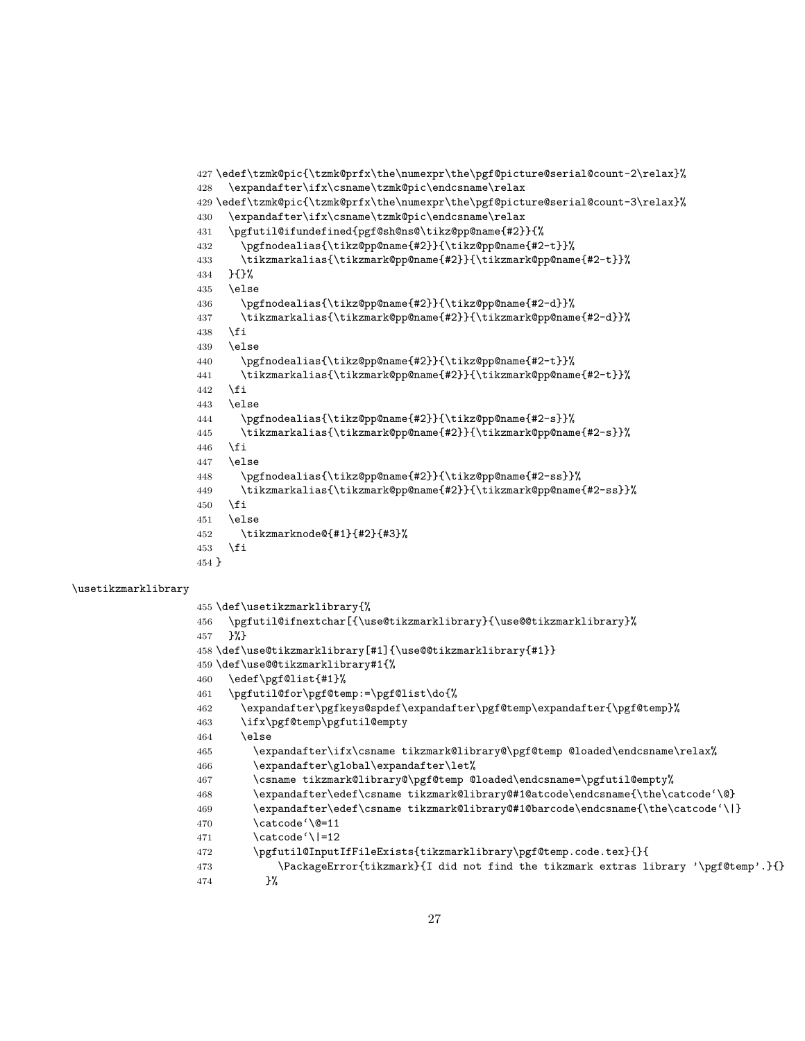```
427 \edef\tzmk@pic{\tzmk@prfx\the\numexpr\the\pgf@picture@serial@count-2\relax}%
428   \expandafter\ifx\csname\tzmk@pic\endcsname\relax
429 \edef\tzmk@pic{\tzmk@prfx\the\numexpr\the\pgf@picture@serial@count-3\relax}%
430   \expandafter\ifx\csname\tzmk@pic\endcsname\relax
431   \pgfutil@ifundefined{pgf@sh@ns@\tikz@pp@name{#2}}{%
432     \pgfnodealias{\tikz@pp@name{#2}}{\tikz@pp@name{#2-t}}%
433     \tikzmarkalias{\tikzmark@pp@name{#2}}{\tikzmark@pp@name{#2-t}}%
434   }{}%
435   \else
436     \pgfnodealias{\tikz@pp@name{#2}}{\tikz@pp@name{#2-d}}%
437     \tikzmarkalias{\tikzmark@pp@name{#2}}{\tikzmark@pp@name{#2-d}}%
438   \fi
439   \else
440     \pgfnodealias{\tikz@pp@name{#2}}{\tikz@pp@name{#2-t}}%
441     \tikzmarkalias{\tikzmark@pp@name{#2}}{\tikzmark@pp@name{#2-t}}%
442   \fi
443   \else
444     \pgfnodealias{\tikz@pp@name{#2}}{\tikz@pp@name{#2-s}}%
445     \tikzmarkalias{\tikzmark@pp@name{#2}}{\tikzmark@pp@name{#2-s}}%
446   \fi
447   \else
448     \pgfnodealias{\tikz@pp@name{#2}}{\tikz@pp@name{#2-ss}}%
449     \tikzmarkalias{\tikzmark@pp@name{#2}}{\tikzmark@pp@name{#2-ss}}%
450   \fi
451   \else
452     \tikzmarknode@{#1}{#2}{#3}%
453   \fi
454 }
```

\usetikzmarklibrary

```
455 \def\usetikzmarklibrary{%
456   \pgfutil@ifnextchar[{\use@tikzmarklibrary}{\use@@tikzmarklibrary}%
457   }%}
458 \def\use@tikzmarklibrary[#1]{\use@@tikzmarklibrary{#1}}
459 \def\use@@tikzmarklibrary#1{%
460   \edef\pgf@list{#1}%
461   \pgfutil@for\pgf@temp:=\pgf@list\do{%
462     \expandafter\pgfkeys@spdef\expandafter\pgf@temp\expandafter{\pgf@temp}%
463     \ifx\pgf@temp\pgfutil@empty
464     \else
465       \expandafter\ifx\csname tikzmark@library@\pgf@temp @loaded\endcsname\relax%
466       \expandafter\global\expandafter\let%
467       \csname tikzmark@library@\pgf@temp @loaded\endcsname=\pgfutil@empty%
468       \expandafter\edef\csname tikzmark@library@#1@atcode\endcsname{\the\catcode`\@}
469       \expandafter\edef\csname tikzmark@library@#1@barcode\endcsname{\the\catcode`\|}
470       \catcode`\@=11
471       \catcode`\|=12
472       \pgfutil@InputIfFileExists{tikzmarklibrary\pgf@temp.code.tex}{}{
473           \PackageError{tikzmark}{I did not find the tikzmark extras library '\pgf@temp'.}{}
474         }%
```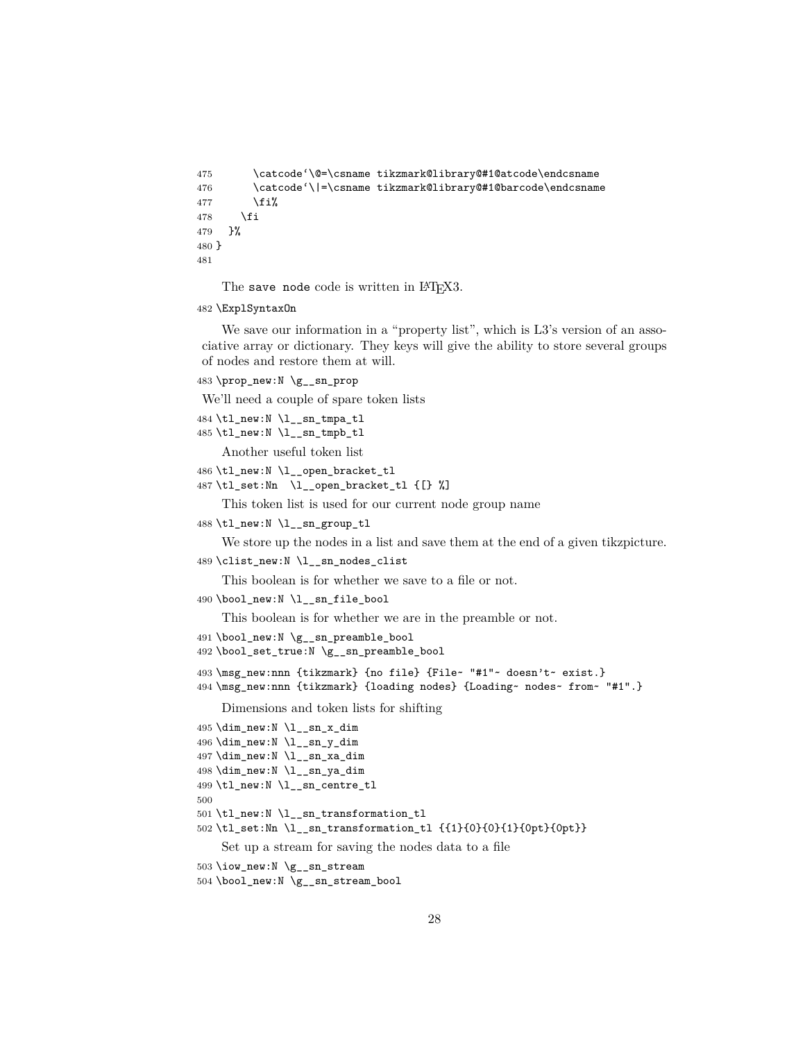```
475       \catcode`\@=\csname tikzmark@library@#1@atcode\endcsname
476       \catcode`\|=\csname tikzmark@library@#1@barcode\endcsname
477       \fi%
478     \fi
479   }%
480 }
481
```

The save node code is written in LaTeX3.

```
482 \ExplSyntaxOn
```

We save our information in a "property list", which is L3's version of an associative array or dictionary. They keys will give the ability to store several groups of nodes and restore them at will.

```
483 \prop_new:N \g__sn_prop
```

We'll need a couple of spare token lists

```
484 \tl_new:N \l__sn_tmpa_tl
485 \tl_new:N \l__sn_tmpb_tl
```

Another useful token list

```
486 \tl_new:N \l__open_bracket_tl
487 \tl_set:Nn  \l__open_bracket_tl {[} %]
```

This token list is used for our current node group name

```
488 \tl_new:N \l__sn_group_tl
```

We store up the nodes in a list and save them at the end of a given tikzpicture.

```
489 \clist_new:N \l__sn_nodes_clist
```

This boolean is for whether we save to a file or not.

```
490 \bool_new:N \l__sn_file_bool
```

This boolean is for whether we are in the preamble or not.

```
491 \bool_new:N \g__sn_preamble_bool
492 \bool_set_true:N \g__sn_preamble_bool
```

```
493 \msg_new:nnn {tikzmark} {no file} {File~ "#1"~ doesn't~ exist.}
494 \msg_new:nnn {tikzmark} {loading nodes} {Loading~ nodes~ from~ "#1".}
```

Dimensions and token lists for shifting

```
495 \dim_new:N \l__sn_x_dim
496 \dim_new:N \l__sn_y_dim
497 \dim_new:N \l__sn_xa_dim
498 \dim_new:N \l__sn_ya_dim
499 \tl_new:N \l__sn_centre_tl
500
501 \tl_new:N \l__sn_transformation_tl
502 \tl_set:Nn \l__sn_transformation_tl {{1}{0}{0}{1}{0pt}{0pt}}
```

Set up a stream for saving the nodes data to a file

```
503 \iow_new:N \g__sn_stream
504 \bool_new:N \g__sn_stream_bool
```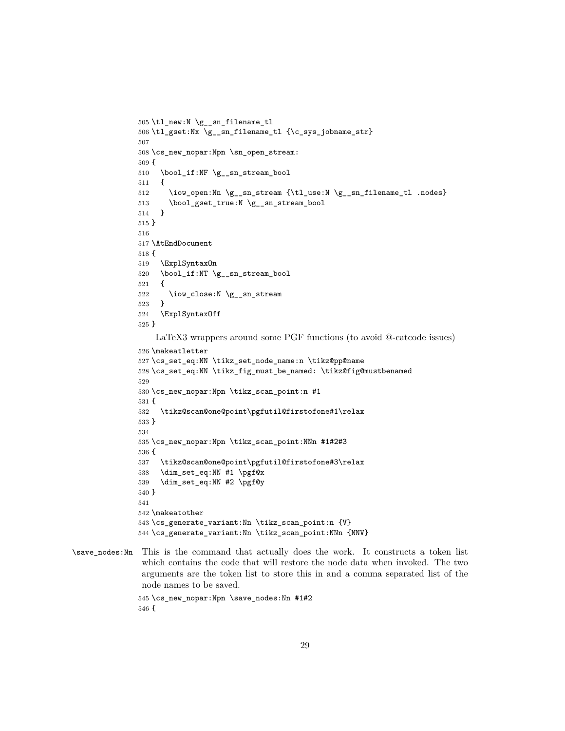```
505 \tl_new:N \g__sn_filename_tl
506 \tl_gset:Nx \g__sn_filename_tl {\c_sys_jobname_str}
507
508 \cs_new_nopar:Npn \sn_open_stream:
509 {
510   \bool_if:NF \g__sn_stream_bool
511   {
512     \iow_open:Nn \g__sn_stream {\tl_use:N \g__sn_filename_tl .nodes}
513     \bool_gset_true:N \g__sn_stream_bool
514   }
515 }
516
517 \AtEndDocument
518 {
519   \ExplSyntaxOn
520   \bool_if:NT \g__sn_stream_bool
521   {
522     \iow_close:N \g__sn_stream
523   }
524   \ExplSyntaxOff
525 }
```

LaTeX3 wrappers around some PGF functions (to avoid @-catcode issues)

```
526 \makeatletter
527 \cs_set_eq:NN \tikz_set_node_name:n \tikz@pp@name
528 \cs_set_eq:NN \tikz_fig_must_be_named: \tikz@fig@mustbenamed
529
530 \cs_new_nopar:Npn \tikz_scan_point:n #1
531 {
532   \tikz@scan@one@point\pgfutil@firstofone#1\relax
533 }
534
535 \cs_new_nopar:Npn \tikz_scan_point:NNn #1#2#3
536 {
537   \tikz@scan@one@point\pgfutil@firstofone#3\relax
538   \dim_set_eq:NN #1 \pgf@x
539   \dim_set_eq:NN #2 \pgf@y
540 }
541
542 \makeatother
543 \cs_generate_variant:Nn \tikz_scan_point:n {V}
544 \cs_generate_variant:Nn \tikz_scan_point:NNn {NNV}
```

`\save_nodes:Nn` This is the command that actually does the work. It constructs a token list which contains the code that will restore the node data when invoked. The two arguments are the token list to store this in and a comma separated list of the node names to be saved.

```
545 \cs_new_nopar:Npn \save_nodes:Nn #1#2
546 {
```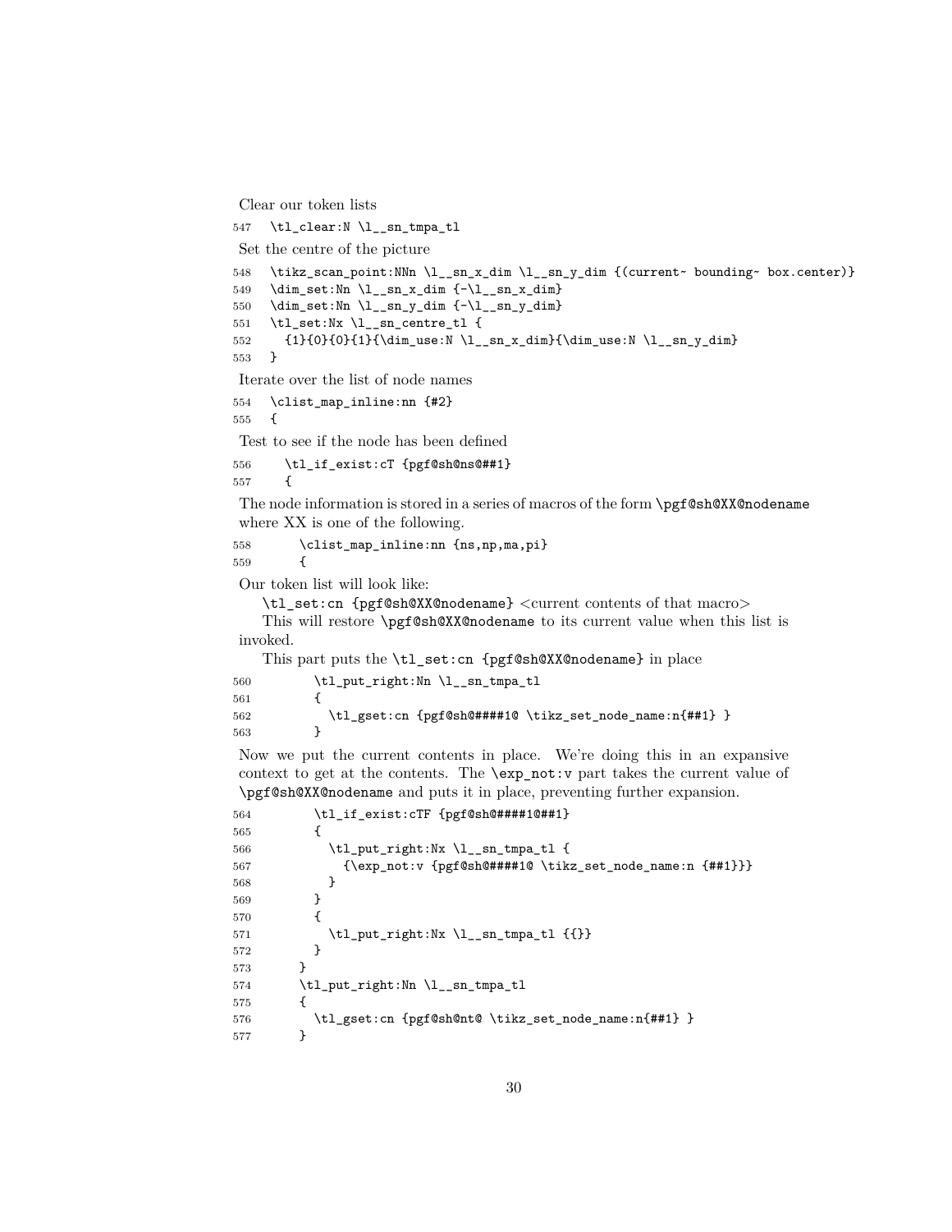Clear our token lists

```
547   \tl_clear:N \l__sn_tmpa_tl
```

Set the centre of the picture

```
548   \tikz_scan_point:NNn \l__sn_x_dim \l__sn_y_dim {(current~ bounding~ box.center)}
549   \dim_set:Nn \l__sn_x_dim {-\l__sn_x_dim}
550   \dim_set:Nn \l__sn_y_dim {-\l__sn_y_dim}
551   \tl_set:Nx \l__sn_centre_tl {
552     {1}{0}{0}{1}{\dim_use:N \l__sn_x_dim}{\dim_use:N \l__sn_y_dim}
553   }
```

Iterate over the list of node names

```
554   \clist_map_inline:nn {#2}
555   {
```

Test to see if the node has been defined

```
556     \tl_if_exist:cT {pgf@sh@ns@##1}
557     {
```

The node information is stored in a series of macros of the form `\pgf@sh@XX@nodename` where XX is one of the following.

```
558       \clist_map_inline:nn {ns,np,ma,pi}
559       {
```

Our token list will look like:

`\tl_set:cn {pgf@sh@XX@nodename}` <current contents of that macro>

This will restore `\pgf@sh@XX@nodename` to its current value when this list is invoked.

This part puts the `\tl_set:cn {pgf@sh@XX@nodename}` in place

```
560         \tl_put_right:Nn \l__sn_tmpa_tl
561         {
562           \tl_gset:cn {pgf@sh@####1@ \tikz_set_node_name:n{##1} }
563         }
```

Now we put the current contents in place. We're doing this in an expansive context to get at the contents. The `\exp_not:v` part takes the current value of `\pgf@sh@XX@nodename` and puts it in place, preventing further expansion.

```
564         \tl_if_exist:cTF {pgf@sh@####1@##1}
565         {
566           \tl_put_right:Nx \l__sn_tmpa_tl {
567             {\exp_not:v {pgf@sh@####1@ \tikz_set_node_name:n {##1}}}
568           }
569         }
570         {
571           \tl_put_right:Nx \l__sn_tmpa_tl {{}}
572         }
573       }
574       \tl_put_right:Nn \l__sn_tmpa_tl
575       {
576         \tl_gset:cn {pgf@sh@nt@ \tikz_set_node_name:n{##1} }
577       }
```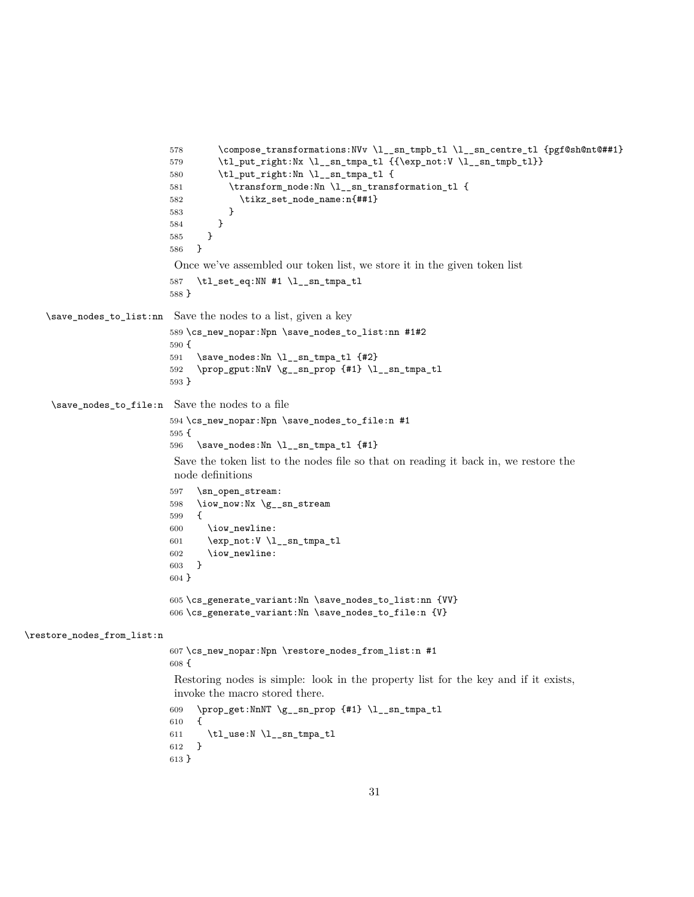```
578       \compose_transformations:NVv \l__sn_tmpb_tl \l__sn_centre_tl {pgf@sh@nt@##1}
579       \tl_put_right:Nx \l__sn_tmpa_tl {{\exp_not:V \l__sn_tmpb_tl}}
580       \tl_put_right:Nn \l__sn_tmpa_tl {
581         \transform_node:Nn \l__sn_transformation_tl {
582           \tikz_set_node_name:n{##1}
583         }
584       }
585     }
586   }
```

Once we've assembled our token list, we store it in the given token list

```
587   \tl_set_eq:NN #1 \l__sn_tmpa_tl
588 }
```

`\save_nodes_to_list:nn` Save the nodes to a list, given a key

```
589 \cs_new_nopar:Npn \save_nodes_to_list:nn #1#2
590 {
591   \save_nodes:Nn \l__sn_tmpa_tl {#2}
592   \prop_gput:NnV \g__sn_prop {#1} \l__sn_tmpa_tl
593 }
```

`\save_nodes_to_file:n` Save the nodes to a file

```
594 \cs_new_nopar:Npn \save_nodes_to_file:n #1
595 {
596   \save_nodes:Nn \l__sn_tmpa_tl {#1}
```

Save the token list to the nodes file so that on reading it back in, we restore the node definitions

```
597   \sn_open_stream:
598   \iow_now:Nx \g__sn_stream
599   {
600     \iow_newline:
601     \exp_not:V \l__sn_tmpa_tl
602     \iow_newline:
603   }
604 }

605 \cs_generate_variant:Nn \save_nodes_to_list:nn {VV}
606 \cs_generate_variant:Nn \save_nodes_to_file:n {V}
```

`\restore_nodes_from_list:n`

```
607 \cs_new_nopar:Npn \restore_nodes_from_list:n #1
608 {
```

Restoring nodes is simple: look in the property list for the key and if it exists, invoke the macro stored there.

```
609   \prop_get:NnNT \g__sn_prop {#1} \l__sn_tmpa_tl
610   {
611     \tl_use:N \l__sn_tmpa_tl
612   }
613 }
```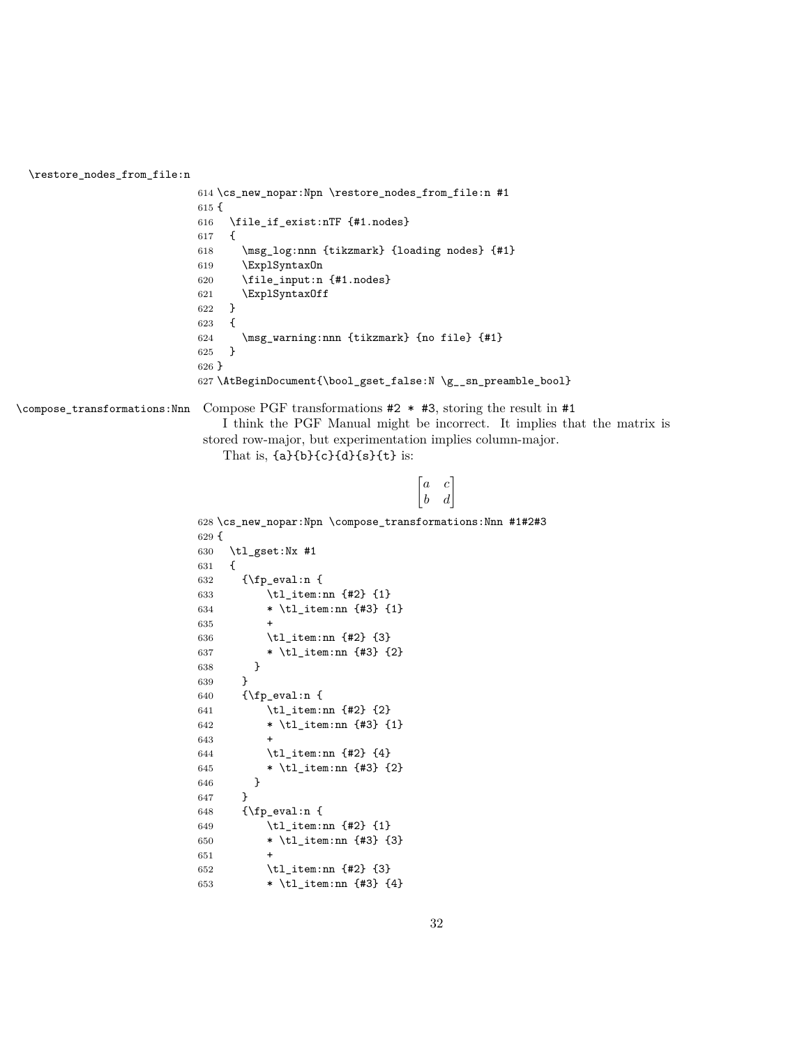`\restore_nodes_from_file:n`

```
614 \cs_new_nopar:Npn \restore_nodes_from_file:n #1
615 {
616   \file_if_exist:nTF {#1.nodes}
617   {
618     \msg_log:nnn {tikzmark} {loading nodes} {#1}
619     \ExplSyntaxOn
620     \file_input:n {#1.nodes}
621     \ExplSyntaxOff
622   }
623   {
624     \msg_warning:nnn {tikzmark} {no file} {#1}
625   }
626 }
627 \AtBeginDocument{\bool_gset_false:N \g__sn_preamble_bool}
```

`\compose_transformations:Nnn` Compose PGF transformations #2 * #3, storing the result in #1

I think the PGF Manual might be incorrect. It implies that the matrix is stored row-major, but experimentation implies column-major.

That is, {a}{b}{c}{d}{s}{t} is:

$$\begin{bmatrix} a & c \\ b & d \end{bmatrix}$$

```
628 \cs_new_nopar:Npn \compose_transformations:Nnn #1#2#3
629 {
630   \tl_gset:Nx #1
631   {
632     {\fp_eval:n {
633         \tl_item:nn {#2} {1}
634         * \tl_item:nn {#3} {1}
635         +
636         \tl_item:nn {#2} {3}
637         * \tl_item:nn {#3} {2}
638       }
639     }
640     {\fp_eval:n {
641         \tl_item:nn {#2} {2}
642         * \tl_item:nn {#3} {1}
643         +
644         \tl_item:nn {#2} {4}
645         * \tl_item:nn {#3} {2}
646       }
647     }
648     {\fp_eval:n {
649         \tl_item:nn {#2} {1}
650         * \tl_item:nn {#3} {3}
651         +
652         \tl_item:nn {#2} {3}
653         * \tl_item:nn {#3} {4}
```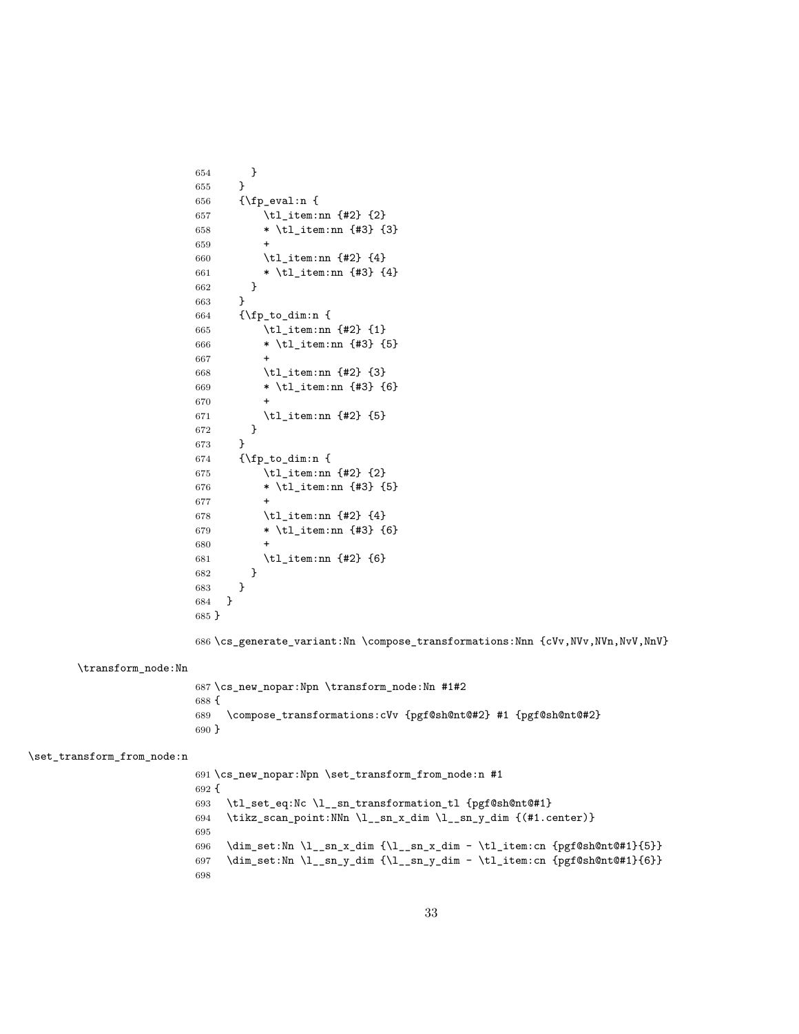```
654       }
655     }
656     {\fp_eval:n {
657         \tl_item:nn {#2} {2}
658         * \tl_item:nn {#3} {3}
659         +
660         \tl_item:nn {#2} {4}
661         * \tl_item:nn {#3} {4}
662       }
663     }
664     {\fp_to_dim:n {
665         \tl_item:nn {#2} {1}
666         * \tl_item:nn {#3} {5}
667         +
668         \tl_item:nn {#2} {3}
669         * \tl_item:nn {#3} {6}
670         +
671         \tl_item:nn {#2} {5}
672       }
673     }
674     {\fp_to_dim:n {
675         \tl_item:nn {#2} {2}
676         * \tl_item:nn {#3} {5}
677         +
678         \tl_item:nn {#2} {4}
679         * \tl_item:nn {#3} {6}
680         +
681         \tl_item:nn {#2} {6}
682       }
683     }
684   }
685 }
686 \cs_generate_variant:Nn \compose_transformations:Nnn {cVv,NVv,NVn,NvV,NnV}
```

`\transform_node:Nn`

```
687 \cs_new_nopar:Npn \transform_node:Nn #1#2
688 {
689   \compose_transformations:cVv {pgf@sh@nt@#2} #1 {pgf@sh@nt@#2}
690 }
```

`\set_transform_from_node:n`

```
691 \cs_new_nopar:Npn \set_transform_from_node:n #1
692 {
693   \tl_set_eq:Nc \l__sn_transformation_tl {pgf@sh@nt@#1}
694   \tikz_scan_point:NNn \l__sn_x_dim \l__sn_y_dim {(#1.center)}
695
696   \dim_set:Nn \l__sn_x_dim {\l__sn_x_dim - \tl_item:cn {pgf@sh@nt@#1}{5}}
697   \dim_set:Nn \l__sn_y_dim {\l__sn_y_dim - \tl_item:cn {pgf@sh@nt@#1}{6}}
698
```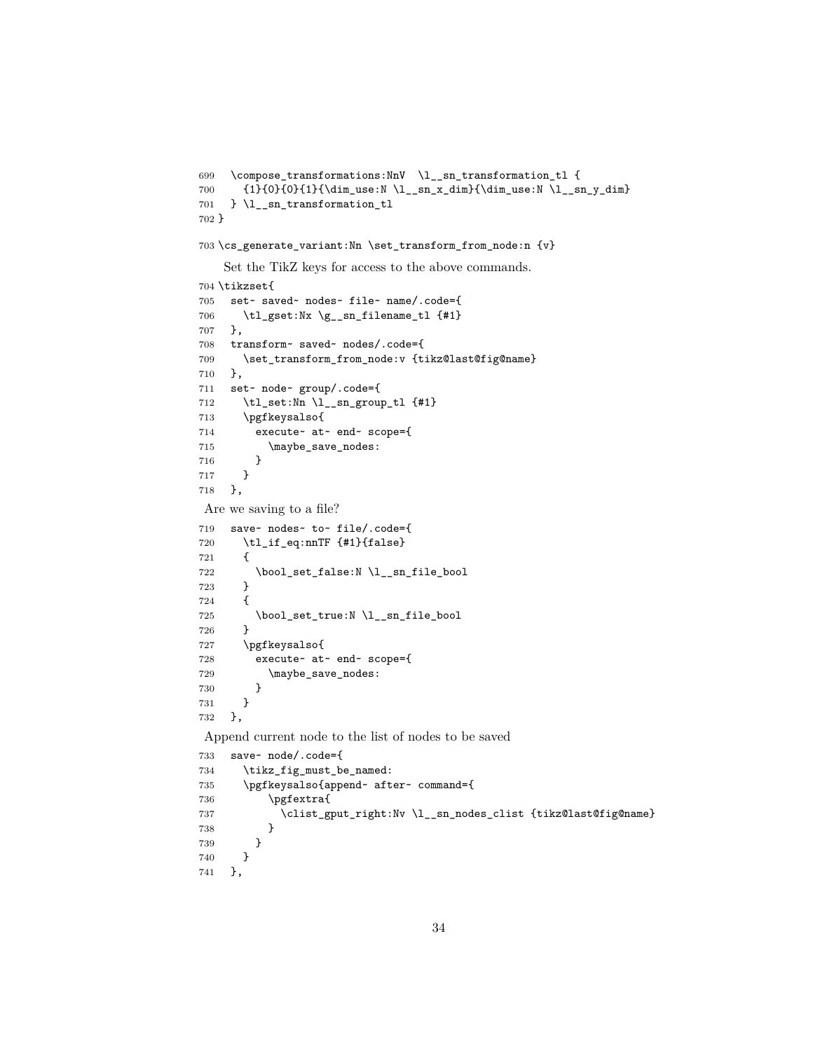```
699   \compose_transformations:NnV  \l__sn_transformation_tl {
700     {1}{0}{0}{1}{\dim_use:N \l__sn_x_dim}{\dim_use:N \l__sn_y_dim}
701   } \l__sn_transformation_tl
702 }
```

```
703 \cs_generate_variant:Nn \set_transform_from_node:n {v}
```

Set the TikZ keys for access to the above commands.

```
704 \tikzset{
705   set~ saved~ nodes~ file~ name/.code={
706     \tl_gset:Nx \g__sn_filename_tl {#1}
707   },
708   transform~ saved~ nodes/.code={
709     \set_transform_from_node:v {tikz@last@fig@name}
710   },
711   set~ node~ group/.code={
712     \tl_set:Nn \l__sn_group_tl {#1}
713     \pgfkeysalso{
714       execute~ at~ end~ scope={
715         \maybe_save_nodes:
716       }
717     }
718   },
```

Are we saving to a file?

```
719   save~ nodes~ to~ file/.code={
720     \tl_if_eq:nnTF {#1}{false}
721     {
722       \bool_set_false:N \l__sn_file_bool
723     }
724     {
725       \bool_set_true:N \l__sn_file_bool
726     }
727     \pgfkeysalso{
728       execute~ at~ end~ scope={
729         \maybe_save_nodes:
730       }
731     }
732   },
```

Append current node to the list of nodes to be saved

```
733   save~ node/.code={
734     \tikz_fig_must_be_named:
735     \pgfkeysalso{append~ after~ command={
736         \pgfextra{
737           \clist_gput_right:Nv \l__sn_nodes_clist {tikz@last@fig@name}
738         }
739       }
740     }
741   },
```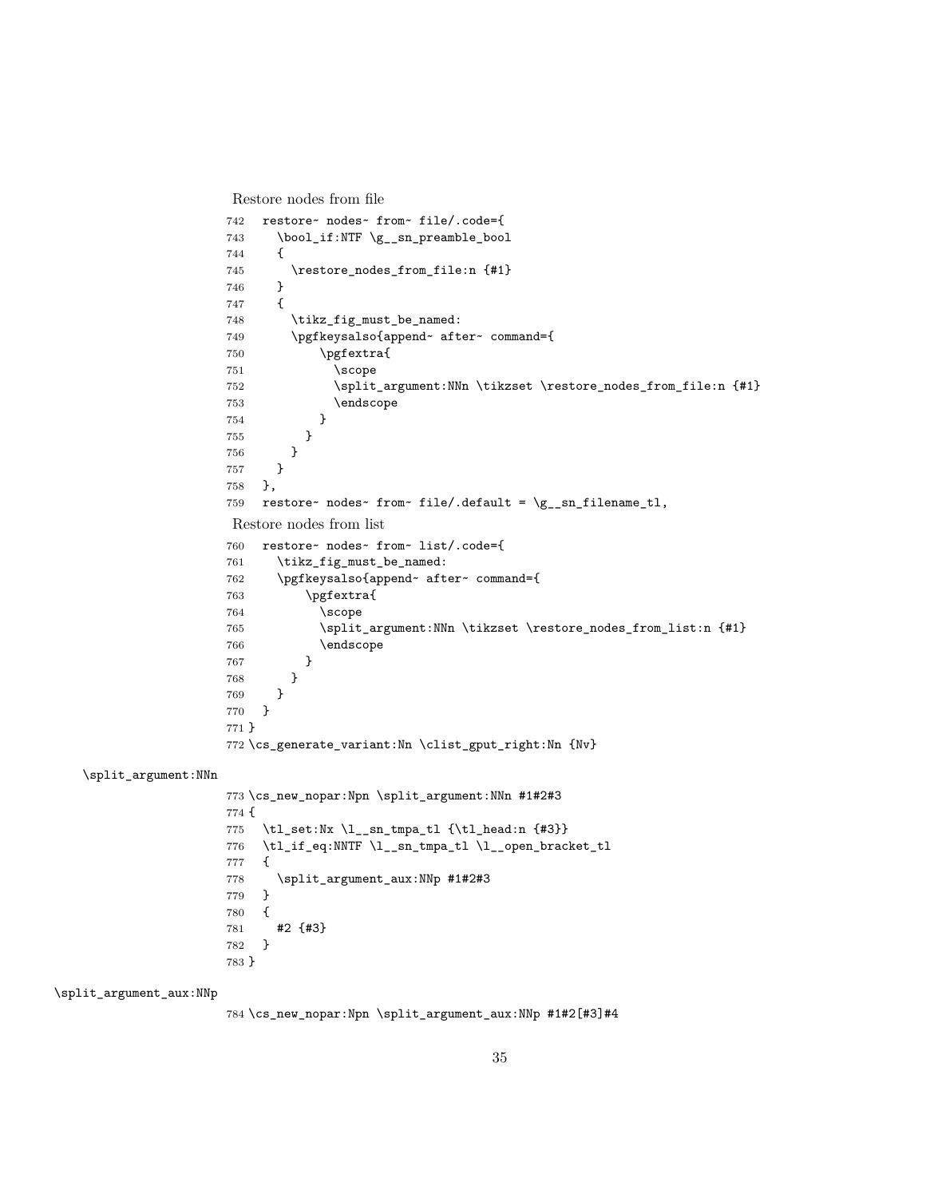Restore nodes from file

```
742   restore~ nodes~ from~ file/.code={
743     \bool_if:NTF \g__sn_preamble_bool
744     {
745       \restore_nodes_from_file:n {#1}
746     }
747     {
748       \tikz_fig_must_be_named:
749       \pgfkeysalso{append~ after~ command={
750           \pgfextra{
751             \scope
752             \split_argument:NNn \tikzset \restore_nodes_from_file:n {#1}
753             \endscope
754           }
755         }
756       }
757     }
758   },
759   restore~ nodes~ from~ file/.default = \g__sn_filename_tl,
```

Restore nodes from list

```
760   restore~ nodes~ from~ list/.code={
761     \tikz_fig_must_be_named:
762     \pgfkeysalso{append~ after~ command={
763         \pgfextra{
764           \scope
765           \split_argument:NNn \tikzset \restore_nodes_from_list:n {#1}
766           \endscope
767         }
768       }
769     }
770   }
771 }
772 \cs_generate_variant:Nn \clist_gput_right:Nn {Nv}
```

\split_argument:NNn

```
773 \cs_new_nopar:Npn \split_argument:NNn #1#2#3
774 {
775   \tl_set:Nx \l__sn_tmpa_tl {\tl_head:n {#3}}
776   \tl_if_eq:NNTF \l__sn_tmpa_tl \l__open_bracket_tl
777   {
778     \split_argument_aux:NNp #1#2#3
779   }
780   {
781     #2 {#3}
782   }
783 }
```

\split_argument_aux:NNp

```
784 \cs_new_nopar:Npn \split_argument_aux:NNp #1#2[#3]#4
```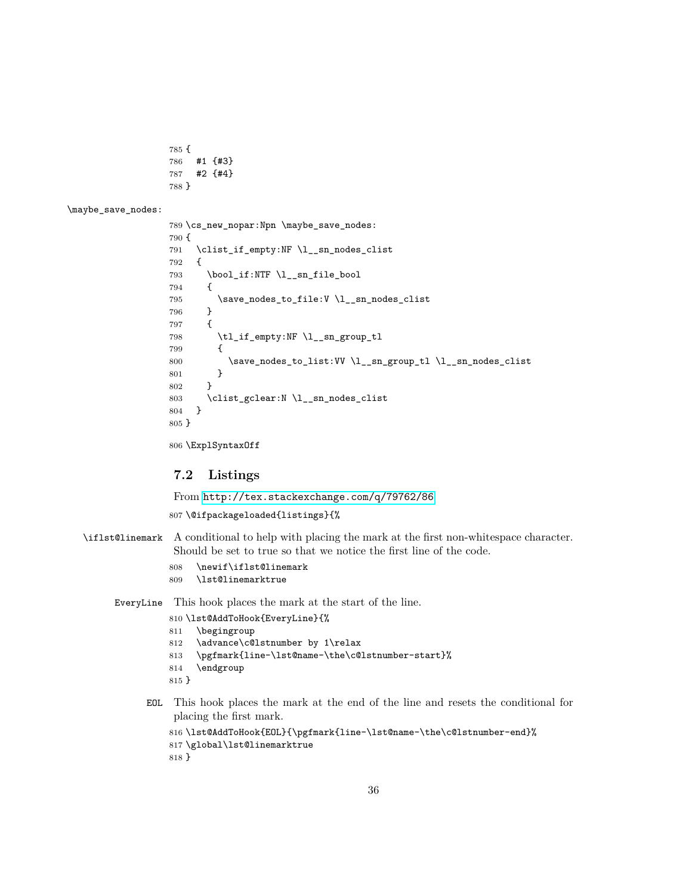```
785 {
786   #1 {#3}
787   #2 {#4}
788 }
```

\maybe_save_nodes:

```
789 \cs_new_nopar:Npn \maybe_save_nodes:
790 {
791   \clist_if_empty:NF \l__sn_nodes_clist
792   {
793     \bool_if:NTF \l__sn_file_bool
794     {
795       \save_nodes_to_file:V \l__sn_nodes_clist
796     }
797     {
798       \tl_if_empty:NF \l__sn_group_tl
799       {
800         \save_nodes_to_list:VV \l__sn_group_tl \l__sn_nodes_clist
801       }
802     }
803     \clist_gclear:N \l__sn_nodes_clist
804   }
805 }
```

```
806 \ExplSyntaxOff
```

## 7.2 Listings

From http://tex.stackexchange.com/q/79762/86

```
807 \@ifpackageloaded{listings}{%
```

\iflst@linemark A conditional to help with placing the mark at the first non-whitespace character. Should be set to true so that we notice the first line of the code.

```
808   \newif\iflst@linemark
809   \lst@linemarktrue
```

EveryLine This hook places the mark at the start of the line.

```
810 \lst@AddToHook{EveryLine}{%
811   \begingroup
812   \advance\c@lstnumber by 1\relax
813   \pgfmark{line-\lst@name-\the\c@lstnumber-start}%
814   \endgroup
815 }
```

EOL This hook places the mark at the end of the line and resets the conditional for placing the first mark.

```
816 \lst@AddToHook{EOL}{\pgfmark{line-\lst@name-\the\c@lstnumber-end}%
817 \global\lst@linemarktrue
818 }
```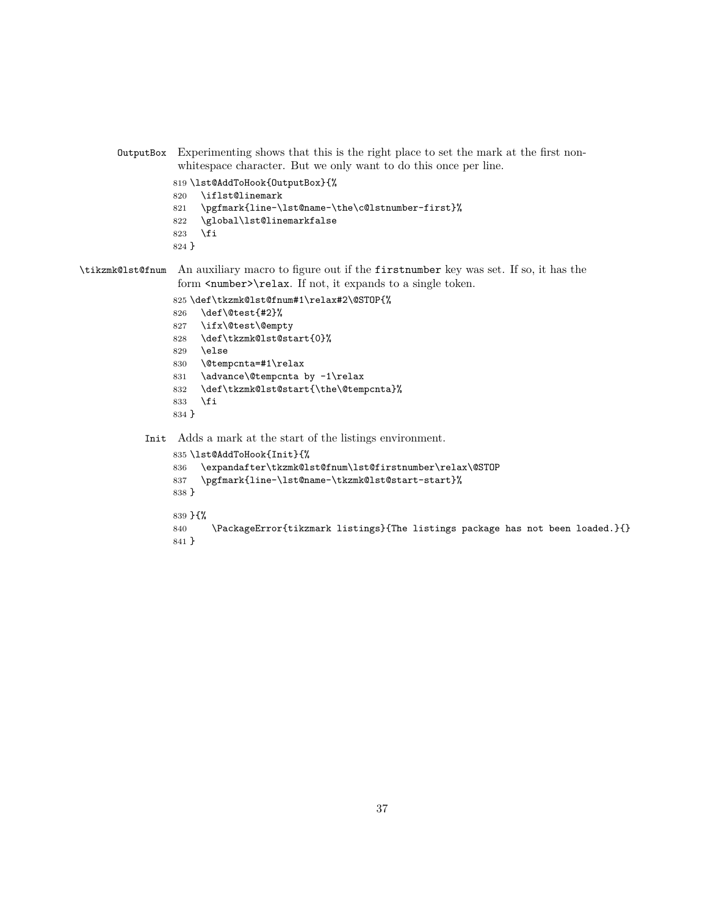OutputBox Experimenting shows that this is the right place to set the mark at the first non-whitespace character. But we only want to do this once per line.

```
819 \lst@AddToHook{OutputBox}{%
820   \iflst@linemark
821   \pgfmark{line-\lst@name-\the\c@lstnumber-first}%
822   \global\lst@linemarkfalse
823   \fi
824 }
```

\tikzmk@lst@fnum An auxiliary macro to figure out if the firstnumber key was set. If so, it has the form <number>\relax. If not, it expands to a single token.

```
825 \def\tkzmk@lst@fnum#1\relax#2\@STOP{%
826   \def\@test{#2}%
827   \ifx\@test\@empty
828   \def\tkzmk@lst@start{0}%
829   \else
830   \@tempcnta=#1\relax
831   \advance\@tempcnta by -1\relax
832   \def\tkzmk@lst@start{\the\@tempcnta}%
833   \fi
834 }
```

Init Adds a mark at the start of the listings environment.

```
835 \lst@AddToHook{Init}{%
836   \expandafter\tkzmk@lst@fnum\lst@firstnumber\relax\@STOP
837   \pgfmark{line-\lst@name-\tkzmk@lst@start-start}%
838 }

839 }{%
840     \PackageError{tikzmark listings}{The listings package has not been loaded.}{}
841 }
```